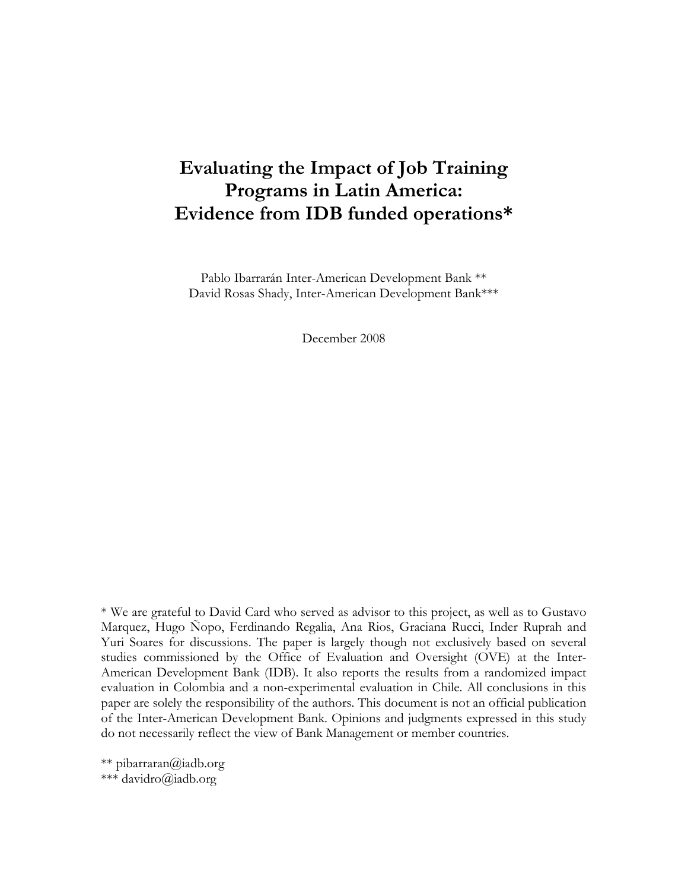# Evaluating the Impact of Job Training Programs in Latin America: Evidence from IDB funded operations*

Pablo Ibarrarán Inter-American Development Bank **
David Rosas Shady, Inter-American Development Bank***

December 2008

* We are grateful to David Card who served as advisor to this project, as well as to Gustavo Marquez, Hugo Ñopo, Ferdinando Regalia, Ana Rios, Graciana Rucci, Inder Ruprah and Yuri Soares for discussions. The paper is largely though not exclusively based on several studies commissioned by the Office of Evaluation and Oversight (OVE) at the Inter-American Development Bank (IDB). It also reports the results from a randomized impact evaluation in Colombia and a non-experimental evaluation in Chile. All conclusions in this paper are solely the responsibility of the authors. This document is not an official publication of the Inter-American Development Bank. Opinions and judgments expressed in this study do not necessarily reflect the view of Bank Management or member countries.

** pibarraran@iadb.org
*** davidro@iadb.org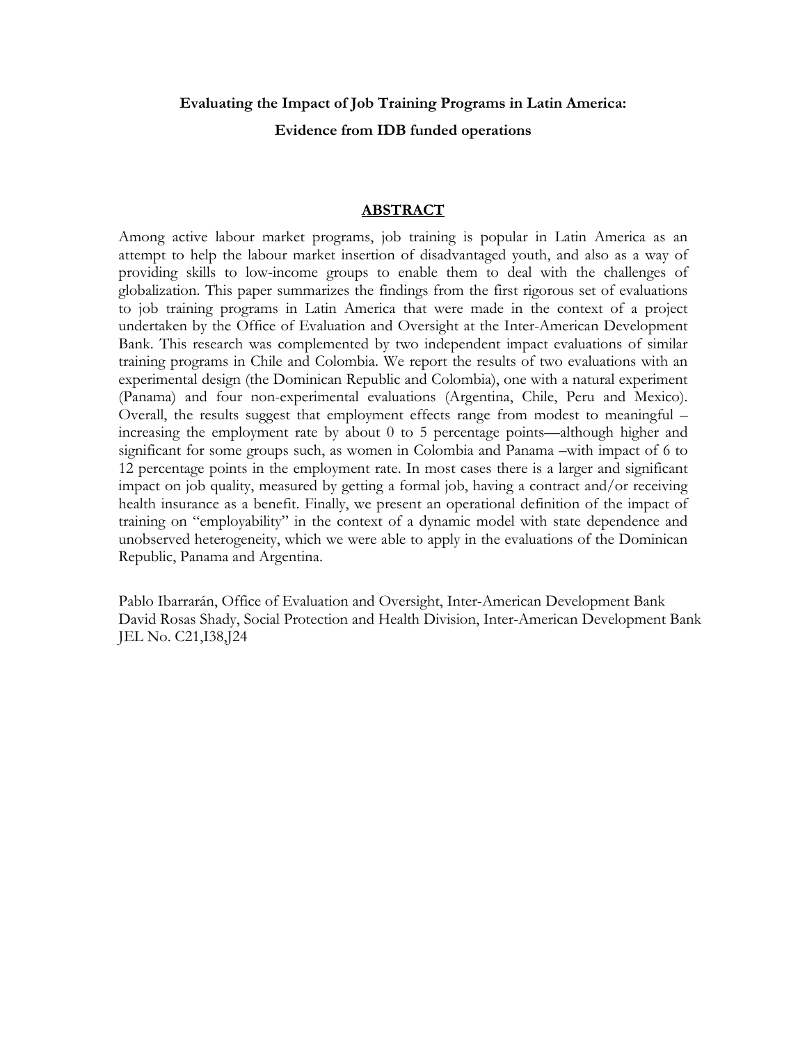**Evaluating the Impact of Job Training Programs in Latin America:**

**Evidence from IDB funded operations**

## ABSTRACT

Among active labour market programs, job training is popular in Latin America as an attempt to help the labour market insertion of disadvantaged youth, and also as a way of providing skills to low-income groups to enable them to deal with the challenges of globalization. This paper summarizes the findings from the first rigorous set of evaluations to job training programs in Latin America that were made in the context of a project undertaken by the Office of Evaluation and Oversight at the Inter-American Development Bank. This research was complemented by two independent impact evaluations of similar training programs in Chile and Colombia. We report the results of two evaluations with an experimental design (the Dominican Republic and Colombia), one with a natural experiment (Panama) and four non-experimental evaluations (Argentina, Chile, Peru and Mexico). Overall, the results suggest that employment effects range from modest to meaningful – increasing the employment rate by about 0 to 5 percentage points—although higher and significant for some groups such, as women in Colombia and Panama –with impact of 6 to 12 percentage points in the employment rate. In most cases there is a larger and significant impact on job quality, measured by getting a formal job, having a contract and/or receiving health insurance as a benefit. Finally, we present an operational definition of the impact of training on "employability" in the context of a dynamic model with state dependence and unobserved heterogeneity, which we were able to apply in the evaluations of the Dominican Republic, Panama and Argentina.

Pablo Ibarrarán, Office of Evaluation and Oversight, Inter-American Development Bank
David Rosas Shady, Social Protection and Health Division, Inter-American Development Bank
JEL No. C21,I38,J24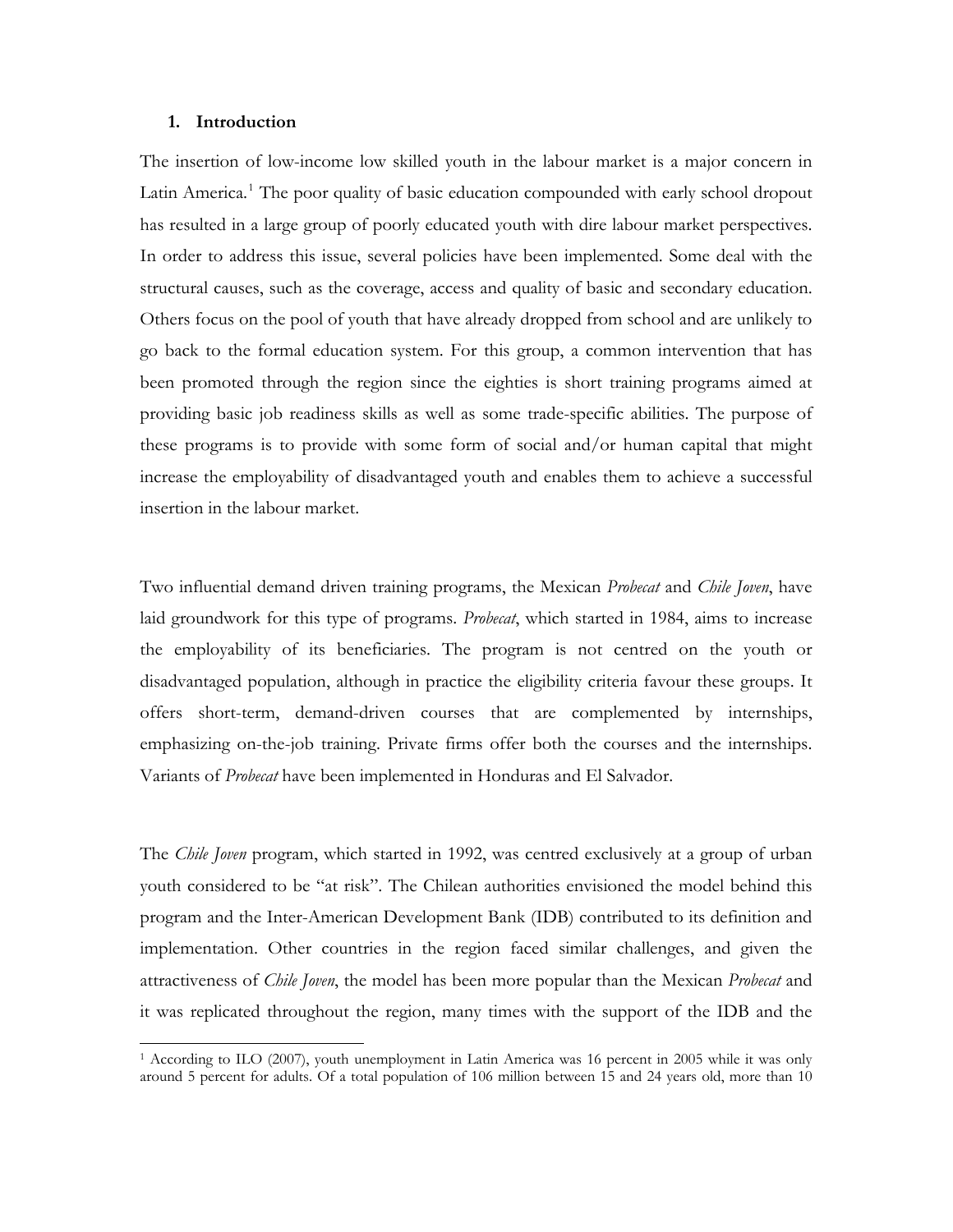## 1. Introduction

The insertion of low-income low skilled youth in the labour market is a major concern in Latin America.[1] The poor quality of basic education compounded with early school dropout has resulted in a large group of poorly educated youth with dire labour market perspectives. In order to address this issue, several policies have been implemented. Some deal with the structural causes, such as the coverage, access and quality of basic and secondary education. Others focus on the pool of youth that have already dropped from school and are unlikely to go back to the formal education system. For this group, a common intervention that has been promoted through the region since the eighties is short training programs aimed at providing basic job readiness skills as well as some trade-specific abilities. The purpose of these programs is to provide with some form of social and/or human capital that might increase the employability of disadvantaged youth and enables them to achieve a successful insertion in the labour market.

Two influential demand driven training programs, the Mexican *Probecat* and *Chile Joven*, have laid groundwork for this type of programs. *Probecat*, which started in 1984, aims to increase the employability of its beneficiaries. The program is not centred on the youth or disadvantaged population, although in practice the eligibility criteria favour these groups. It offers short-term, demand-driven courses that are complemented by internships, emphasizing on-the-job training. Private firms offer both the courses and the internships. Variants of *Probecat* have been implemented in Honduras and El Salvador.

The *Chile Joven* program, which started in 1992, was centred exclusively at a group of urban youth considered to be "at risk". The Chilean authorities envisioned the model behind this program and the Inter-American Development Bank (IDB) contributed to its definition and implementation. Other countries in the region faced similar challenges, and given the attractiveness of *Chile Joven*, the model has been more popular than the Mexican *Probecat* and it was replicated throughout the region, many times with the support of the IDB and the

---

[1] According to ILO (2007), youth unemployment in Latin America was 16 percent in 2005 while it was only around 5 percent for adults. Of a total population of 106 million between 15 and 24 years old, more than 10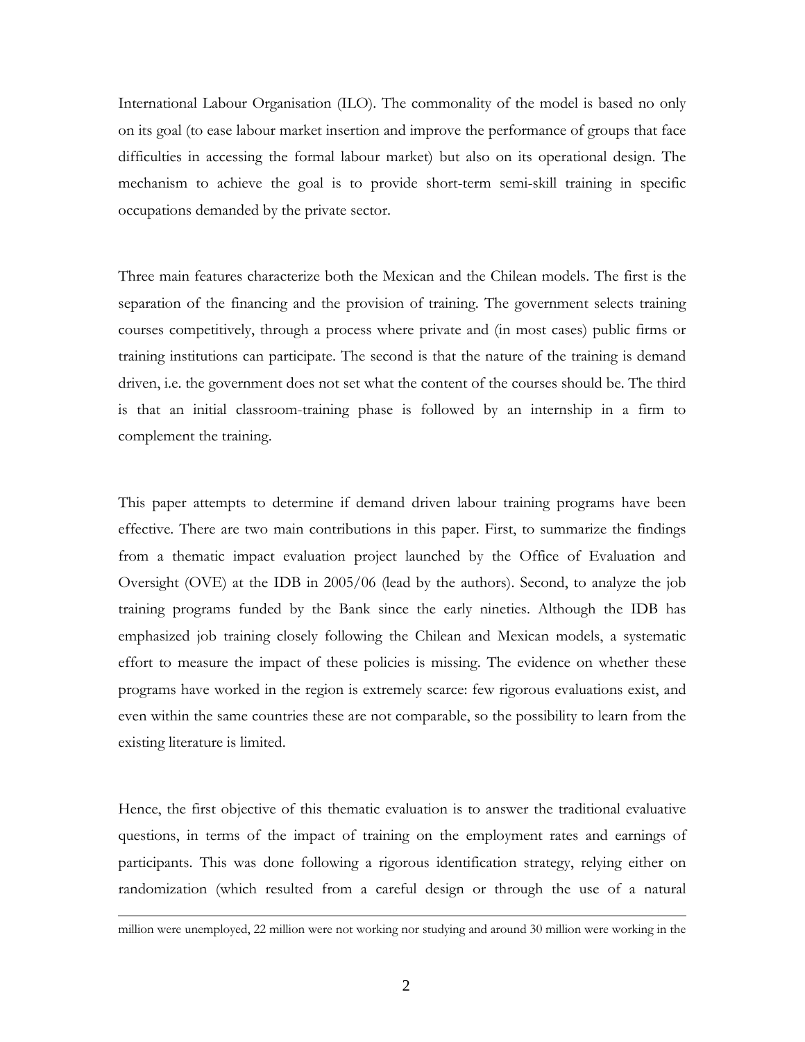International Labour Organisation (ILO). The commonality of the model is based no only on its goal (to ease labour market insertion and improve the performance of groups that face difficulties in accessing the formal labour market) but also on its operational design. The mechanism to achieve the goal is to provide short-term semi-skill training in specific occupations demanded by the private sector.

Three main features characterize both the Mexican and the Chilean models. The first is the separation of the financing and the provision of training. The government selects training courses competitively, through a process where private and (in most cases) public firms or training institutions can participate. The second is that the nature of the training is demand driven, i.e. the government does not set what the content of the courses should be. The third is that an initial classroom-training phase is followed by an internship in a firm to complement the training.

This paper attempts to determine if demand driven labour training programs have been effective. There are two main contributions in this paper. First, to summarize the findings from a thematic impact evaluation project launched by the Office of Evaluation and Oversight (OVE) at the IDB in 2005/06 (lead by the authors). Second, to analyze the job training programs funded by the Bank since the early nineties. Although the IDB has emphasized job training closely following the Chilean and Mexican models, a systematic effort to measure the impact of these policies is missing. The evidence on whether these programs have worked in the region is extremely scarce: few rigorous evaluations exist, and even within the same countries these are not comparable, so the possibility to learn from the existing literature is limited.

Hence, the first objective of this thematic evaluation is to answer the traditional evaluative questions, in terms of the impact of training on the employment rates and earnings of participants. This was done following a rigorous identification strategy, relying either on randomization (which resulted from a careful design or through the use of a natural

million were unemployed, 22 million were not working nor studying and around 30 million were working in the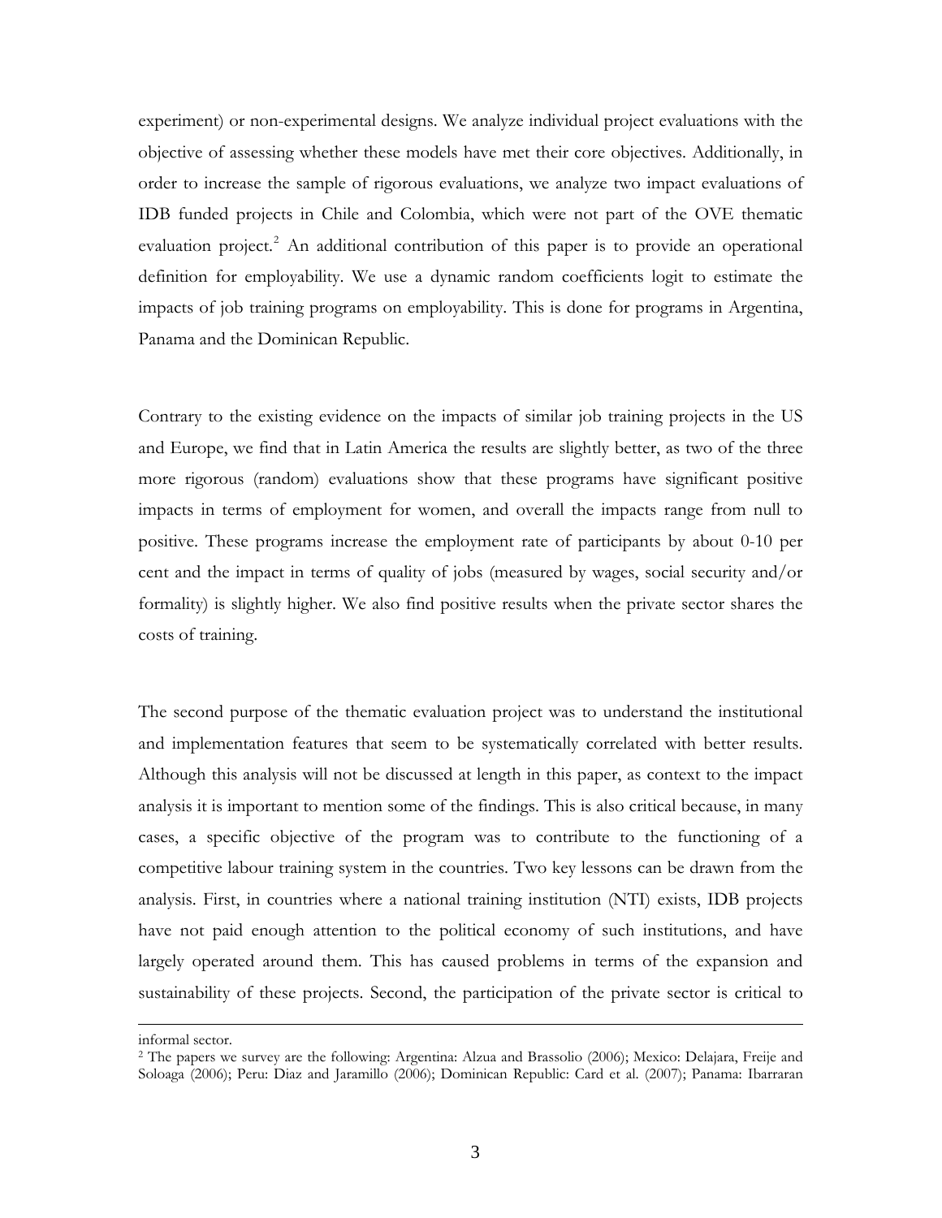experiment) or non-experimental designs. We analyze individual project evaluations with the objective of assessing whether these models have met their core objectives. Additionally, in order to increase the sample of rigorous evaluations, we analyze two impact evaluations of IDB funded projects in Chile and Colombia, which were not part of the OVE thematic evaluation project.[2] An additional contribution of this paper is to provide an operational definition for employability. We use a dynamic random coefficients logit to estimate the impacts of job training programs on employability. This is done for programs in Argentina, Panama and the Dominican Republic.

Contrary to the existing evidence on the impacts of similar job training projects in the US and Europe, we find that in Latin America the results are slightly better, as two of the three more rigorous (random) evaluations show that these programs have significant positive impacts in terms of employment for women, and overall the impacts range from null to positive. These programs increase the employment rate of participants by about 0-10 per cent and the impact in terms of quality of jobs (measured by wages, social security and/or formality) is slightly higher. We also find positive results when the private sector shares the costs of training.

The second purpose of the thematic evaluation project was to understand the institutional and implementation features that seem to be systematically correlated with better results. Although this analysis will not be discussed at length in this paper, as context to the impact analysis it is important to mention some of the findings. This is also critical because, in many cases, a specific objective of the program was to contribute to the functioning of a competitive labour training system in the countries. Two key lessons can be drawn from the analysis. First, in countries where a national training institution (NTI) exists, IDB projects have not paid enough attention to the political economy of such institutions, and have largely operated around them. This has caused problems in terms of the expansion and sustainability of these projects. Second, the participation of the private sector is critical to

---

informal sector.

[2] The papers we survey are the following: Argentina: Alzua and Brassolio (2006); Mexico: Delajara, Freije and Soloaga (2006); Peru: Diaz and Jaramillo (2006); Dominican Republic: Card et al. (2007); Panama: Ibarraran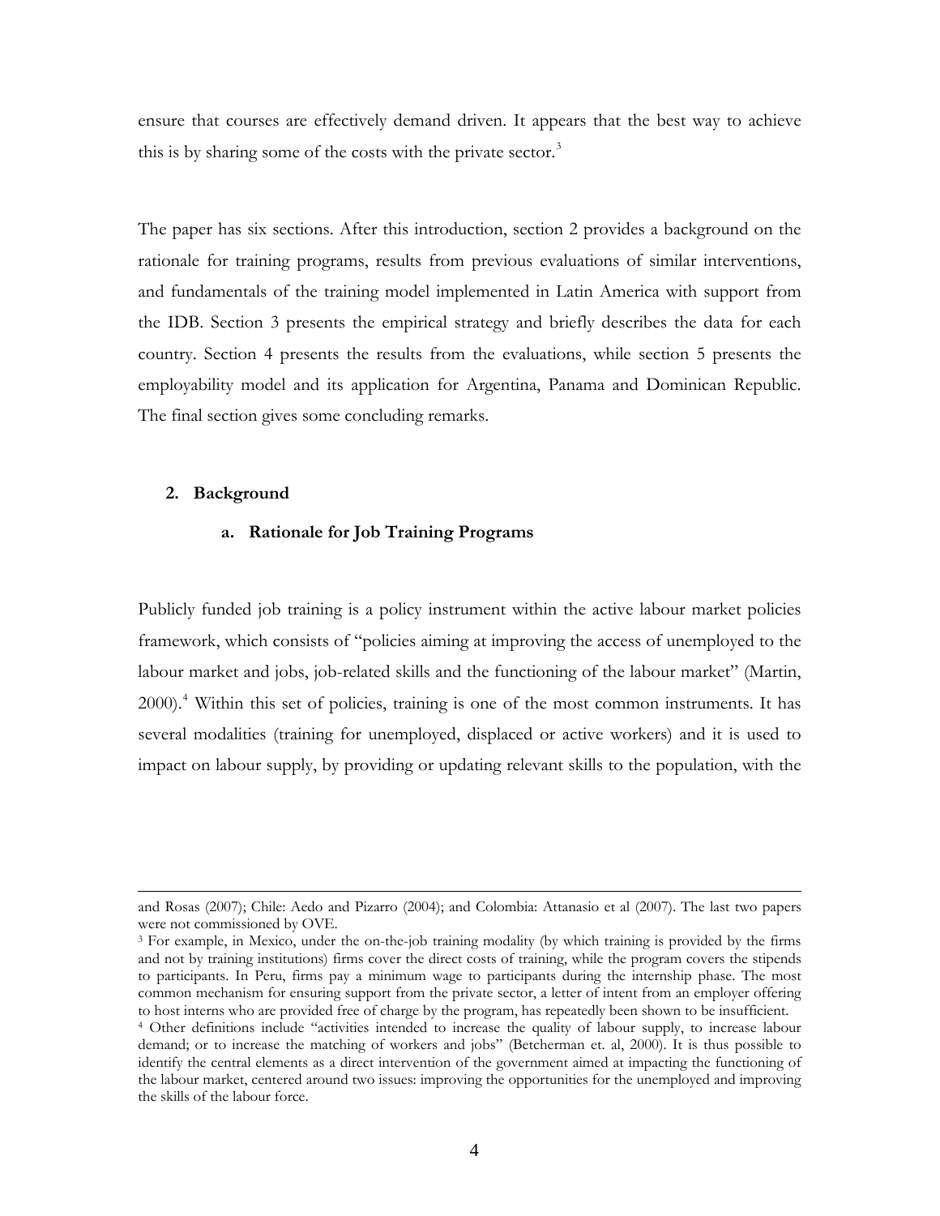ensure that courses are effectively demand driven. It appears that the best way to achieve this is by sharing some of the costs with the private sector.[3]

The paper has six sections. After this introduction, section 2 provides a background on the rationale for training programs, results from previous evaluations of similar interventions, and fundamentals of the training model implemented in Latin America with support from the IDB. Section 3 presents the empirical strategy and briefly describes the data for each country. Section 4 presents the results from the evaluations, while section 5 presents the employability model and its application for Argentina, Panama and Dominican Republic. The final section gives some concluding remarks.

## 2. Background

### a. Rationale for Job Training Programs

Publicly funded job training is a policy instrument within the active labour market policies framework, which consists of "policies aiming at improving the access of unemployed to the labour market and jobs, job-related skills and the functioning of the labour market" (Martin, 2000).[4] Within this set of policies, training is one of the most common instruments. It has several modalities (training for unemployed, displaced or active workers) and it is used to impact on labour supply, by providing or updating relevant skills to the population, with the

---

and Rosas (2007); Chile: Aedo and Pizarro (2004); and Colombia: Attanasio et al (2007). The last two papers were not commissioned by OVE.

[3] For example, in Mexico, under the on-the-job training modality (by which training is provided by the firms and not by training institutions) firms cover the direct costs of training, while the program covers the stipends to participants. In Peru, firms pay a minimum wage to participants during the internship phase. The most common mechanism for ensuring support from the private sector, a letter of intent from an employer offering to host interns who are provided free of charge by the program, has repeatedly been shown to be insufficient.

[4] Other definitions include "activities intended to increase the quality of labour supply, to increase labour demand; or to increase the matching of workers and jobs" (Betcherman et. al, 2000). It is thus possible to identify the central elements as a direct intervention of the government aimed at impacting the functioning of the labour market, centered around two issues: improving the opportunities for the unemployed and improving the skills of the labour force.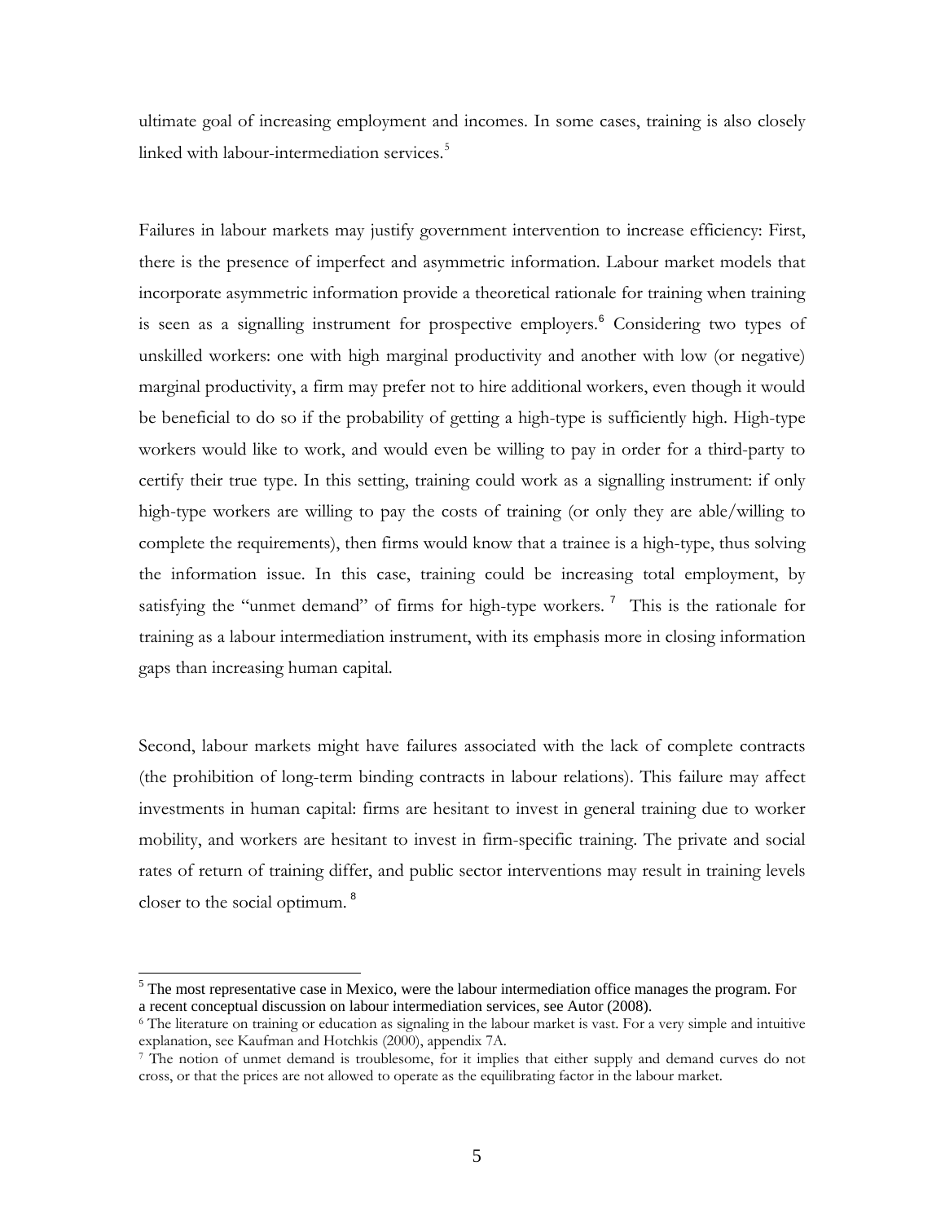ultimate goal of increasing employment and incomes. In some cases, training is also closely linked with labour-intermediation services.[5]

Failures in labour markets may justify government intervention to increase efficiency: First, there is the presence of imperfect and asymmetric information. Labour market models that incorporate asymmetric information provide a theoretical rationale for training when training is seen as a signalling instrument for prospective employers.[6] Considering two types of unskilled workers: one with high marginal productivity and another with low (or negative) marginal productivity, a firm may prefer not to hire additional workers, even though it would be beneficial to do so if the probability of getting a high-type is sufficiently high. High-type workers would like to work, and would even be willing to pay in order for a third-party to certify their true type. In this setting, training could work as a signalling instrument: if only high-type workers are willing to pay the costs of training (or only they are able/willing to complete the requirements), then firms would know that a trainee is a high-type, thus solving the information issue. In this case, training could be increasing total employment, by satisfying the "unmet demand" of firms for high-type workers.[7] This is the rationale for training as a labour intermediation instrument, with its emphasis more in closing information gaps than increasing human capital.

Second, labour markets might have failures associated with the lack of complete contracts (the prohibition of long-term binding contracts in labour relations). This failure may affect investments in human capital: firms are hesitant to invest in general training due to worker mobility, and workers are hesitant to invest in firm-specific training. The private and social rates of return of training differ, and public sector interventions may result in training levels closer to the social optimum.[8]

---

[5] The most representative case in Mexico, were the labour intermediation office manages the program. For a recent conceptual discussion on labour intermediation services, see Autor (2008).

[6] The literature on training or education as signaling in the labour market is vast. For a very simple and intuitive explanation, see Kaufman and Hotchkis (2000), appendix 7A.

[7] The notion of unmet demand is troublesome, for it implies that either supply and demand curves do not cross, or that the prices are not allowed to operate as the equilibrating factor in the labour market.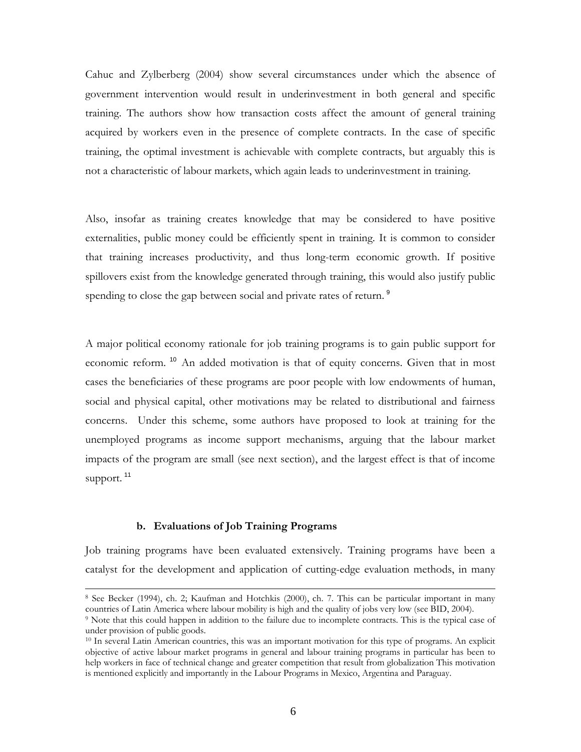Cahuc and Zylberberg (2004) show several circumstances under which the absence of government intervention would result in underinvestment in both general and specific training. The authors show how transaction costs affect the amount of general training acquired by workers even in the presence of complete contracts. In the case of specific training, the optimal investment is achievable with complete contracts, but arguably this is not a characteristic of labour markets, which again leads to underinvestment in training.

Also, insofar as training creates knowledge that may be considered to have positive externalities, public money could be efficiently spent in training. It is common to consider that training increases productivity, and thus long-term economic growth. If positive spillovers exist from the knowledge generated through training, this would also justify public spending to close the gap between social and private rates of return. [9]

A major political economy rationale for job training programs is to gain public support for economic reform. [10] An added motivation is that of equity concerns. Given that in most cases the beneficiaries of these programs are poor people with low endowments of human, social and physical capital, other motivations may be related to distributional and fairness concerns. Under this scheme, some authors have proposed to look at training for the unemployed programs as income support mechanisms, arguing that the labour market impacts of the program are small (see next section), and the largest effect is that of income support. [11]

### b. Evaluations of Job Training Programs

Job training programs have been evaluated extensively. Training programs have been a catalyst for the development and application of cutting-edge evaluation methods, in many

---

[8] See Becker (1994), ch. 2; Kaufman and Hotchkis (2000), ch. 7. This can be particular important in many countries of Latin America where labour mobility is high and the quality of jobs very low (see BID, 2004).

[9] Note that this could happen in addition to the failure due to incomplete contracts. This is the typical case of under provision of public goods.

[10] In several Latin American countries, this was an important motivation for this type of programs. An explicit objective of active labour market programs in general and labour training programs in particular has been to help workers in face of technical change and greater competition that result from globalization This motivation is mentioned explicitly and importantly in the Labour Programs in Mexico, Argentina and Paraguay.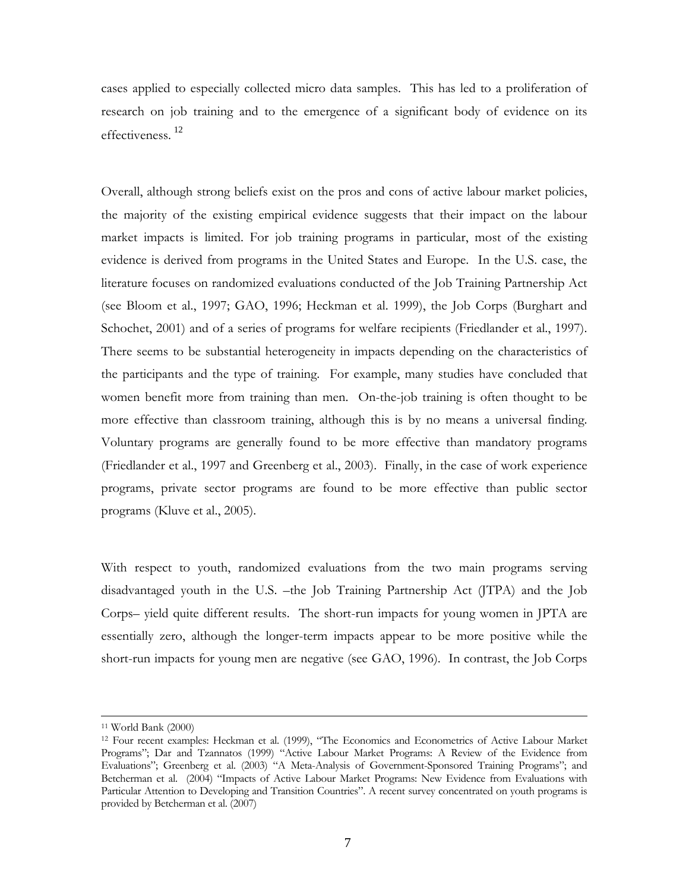cases applied to especially collected micro data samples. This has led to a proliferation of research on job training and to the emergence of a significant body of evidence on its effectiveness.[12]

Overall, although strong beliefs exist on the pros and cons of active labour market policies, the majority of the existing empirical evidence suggests that their impact on the labour market impacts is limited. For job training programs in particular, most of the existing evidence is derived from programs in the United States and Europe. In the U.S. case, the literature focuses on randomized evaluations conducted of the Job Training Partnership Act (see Bloom et al., 1997; GAO, 1996; Heckman et al. 1999), the Job Corps (Burghart and Schochet, 2001) and of a series of programs for welfare recipients (Friedlander et al., 1997). There seems to be substantial heterogeneity in impacts depending on the characteristics of the participants and the type of training. For example, many studies have concluded that women benefit more from training than men. On-the-job training is often thought to be more effective than classroom training, although this is by no means a universal finding. Voluntary programs are generally found to be more effective than mandatory programs (Friedlander et al., 1997 and Greenberg et al., 2003). Finally, in the case of work experience programs, private sector programs are found to be more effective than public sector programs (Kluve et al., 2005).

With respect to youth, randomized evaluations from the two main programs serving disadvantaged youth in the U.S. –the Job Training Partnership Act (JTPA) and the Job Corps– yield quite different results. The short-run impacts for young women in JPTA are essentially zero, although the longer-term impacts appear to be more positive while the short-run impacts for young men are negative (see GAO, 1996). In contrast, the Job Corps

---

[11] World Bank (2000)

[12] Four recent examples: Heckman et al. (1999), "The Economics and Econometrics of Active Labour Market Programs"; Dar and Tzannatos (1999) "Active Labour Market Programs: A Review of the Evidence from Evaluations"; Greenberg et al. (2003) "A Meta-Analysis of Government-Sponsored Training Programs"; and Betcherman et al. (2004) "Impacts of Active Labour Market Programs: New Evidence from Evaluations with Particular Attention to Developing and Transition Countries". A recent survey concentrated on youth programs is provided by Betcherman et al. (2007)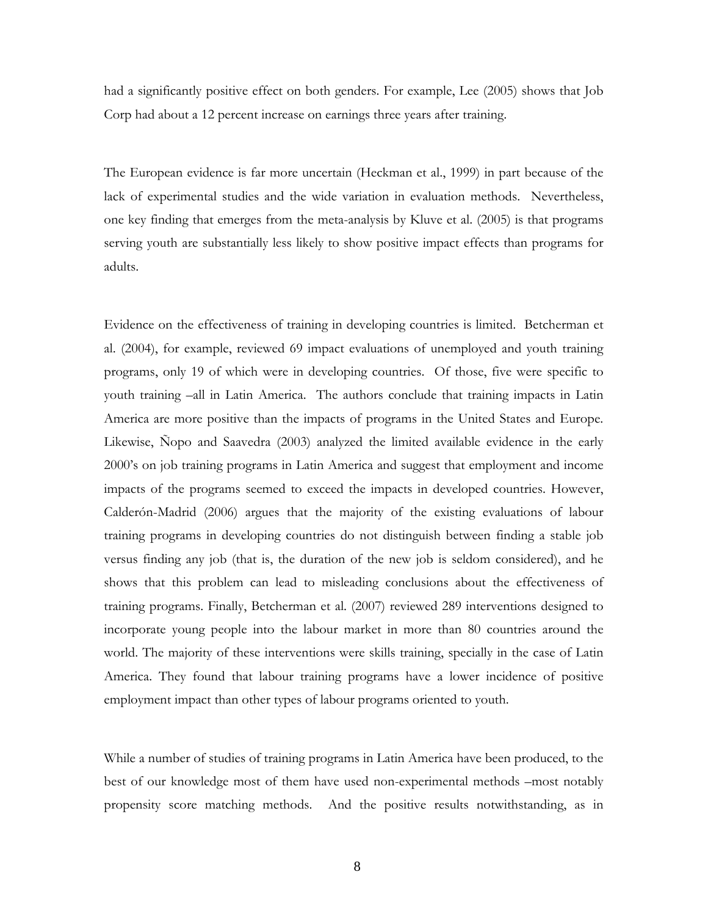had a significantly positive effect on both genders. For example, Lee (2005) shows that Job Corp had about a 12 percent increase on earnings three years after training.

The European evidence is far more uncertain (Heckman et al., 1999) in part because of the lack of experimental studies and the wide variation in evaluation methods. Nevertheless, one key finding that emerges from the meta-analysis by Kluve et al. (2005) is that programs serving youth are substantially less likely to show positive impact effects than programs for adults.

Evidence on the effectiveness of training in developing countries is limited. Betcherman et al. (2004), for example, reviewed 69 impact evaluations of unemployed and youth training programs, only 19 of which were in developing countries. Of those, five were specific to youth training –all in Latin America. The authors conclude that training impacts in Latin America are more positive than the impacts of programs in the United States and Europe. Likewise, Ñopo and Saavedra (2003) analyzed the limited available evidence in the early 2000's on job training programs in Latin America and suggest that employment and income impacts of the programs seemed to exceed the impacts in developed countries. However, Calderón-Madrid (2006) argues that the majority of the existing evaluations of labour training programs in developing countries do not distinguish between finding a stable job versus finding any job (that is, the duration of the new job is seldom considered), and he shows that this problem can lead to misleading conclusions about the effectiveness of training programs. Finally, Betcherman et al. (2007) reviewed 289 interventions designed to incorporate young people into the labour market in more than 80 countries around the world. The majority of these interventions were skills training, specially in the case of Latin America. They found that labour training programs have a lower incidence of positive employment impact than other types of labour programs oriented to youth.

While a number of studies of training programs in Latin America have been produced, to the best of our knowledge most of them have used non-experimental methods –most notably propensity score matching methods. And the positive results notwithstanding, as in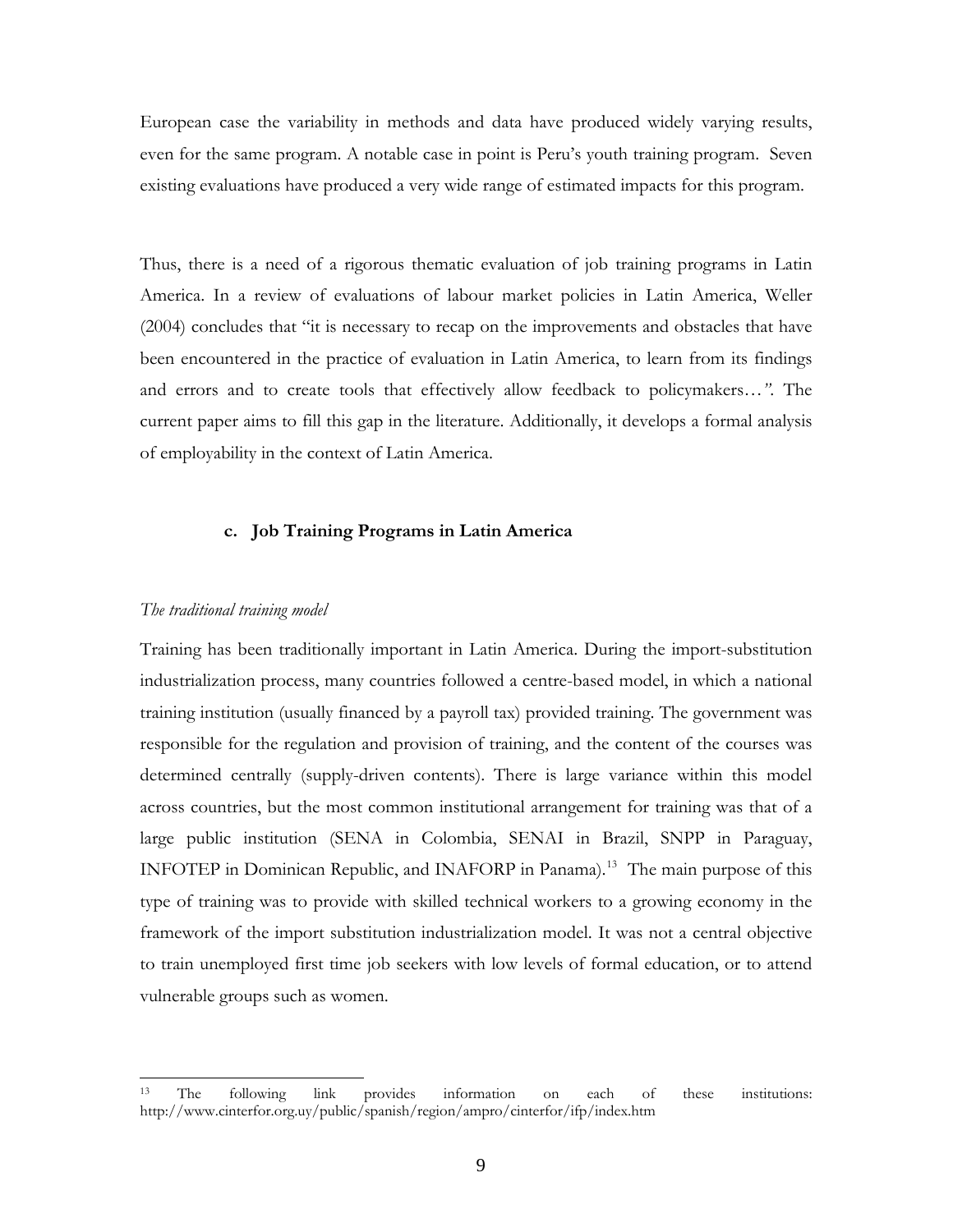European case the variability in methods and data have produced widely varying results, even for the same program. A notable case in point is Peru's youth training program. Seven existing evaluations have produced a very wide range of estimated impacts for this program.

Thus, there is a need of a rigorous thematic evaluation of job training programs in Latin America. In a review of evaluations of labour market policies in Latin America, Weller (2004) concludes that "it is necessary to recap on the improvements and obstacles that have been encountered in the practice of evaluation in Latin America, to learn from its findings and errors and to create tools that effectively allow feedback to policymakers…". The current paper aims to fill this gap in the literature. Additionally, it develops a formal analysis of employability in the context of Latin America.

### c. Job Training Programs in Latin America

*The traditional training model*

Training has been traditionally important in Latin America. During the import-substitution industrialization process, many countries followed a centre-based model, in which a national training institution (usually financed by a payroll tax) provided training. The government was responsible for the regulation and provision of training, and the content of the courses was determined centrally (supply-driven contents). There is large variance within this model across countries, but the most common institutional arrangement for training was that of a large public institution (SENA in Colombia, SENAI in Brazil, SNPP in Paraguay, INFOTEP in Dominican Republic, and INAFORP in Panama).[13] The main purpose of this type of training was to provide with skilled technical workers to a growing economy in the framework of the import substitution industrialization model. It was not a central objective to train unemployed first time job seekers with low levels of formal education, or to attend vulnerable groups such as women.

[13] The following link provides information on each of these institutions: http://www.cinterfor.org.uy/public/spanish/region/ampro/cinterfor/ifp/index.htm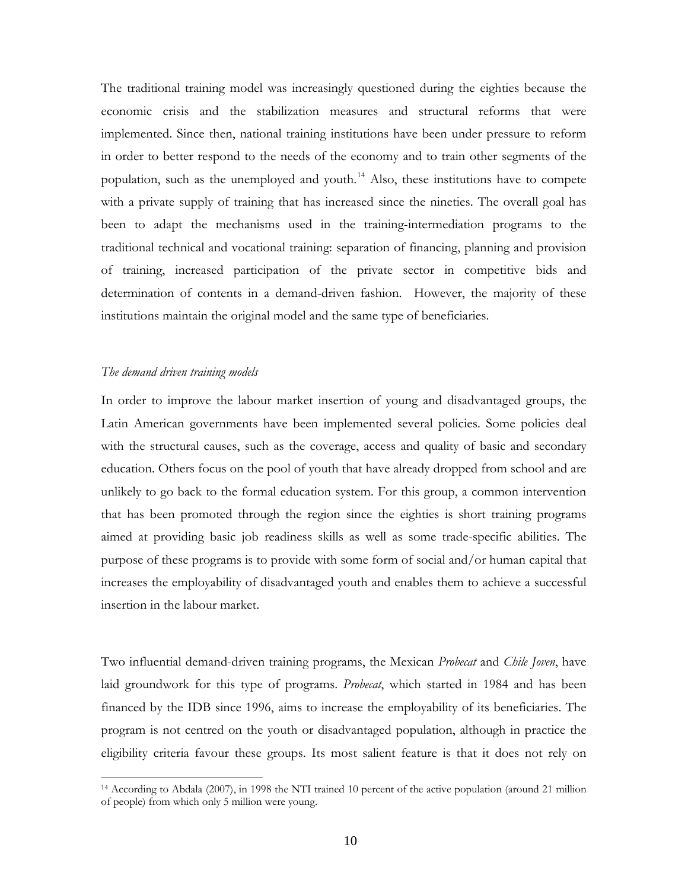The traditional training model was increasingly questioned during the eighties because the economic crisis and the stabilization measures and structural reforms that were implemented. Since then, national training institutions have been under pressure to reform in order to better respond to the needs of the economy and to train other segments of the population, such as the unemployed and youth.[14] Also, these institutions have to compete with a private supply of training that has increased since the nineties. The overall goal has been to adapt the mechanisms used in the training-intermediation programs to the traditional technical and vocational training: separation of financing, planning and provision of training, increased participation of the private sector in competitive bids and determination of contents in a demand-driven fashion. However, the majority of these institutions maintain the original model and the same type of beneficiaries.

*The demand driven training models*

In order to improve the labour market insertion of young and disadvantaged groups, the Latin American governments have been implemented several policies. Some policies deal with the structural causes, such as the coverage, access and quality of basic and secondary education. Others focus on the pool of youth that have already dropped from school and are unlikely to go back to the formal education system. For this group, a common intervention that has been promoted through the region since the eighties is short training programs aimed at providing basic job readiness skills as well as some trade-specific abilities. The purpose of these programs is to provide with some form of social and/or human capital that increases the employability of disadvantaged youth and enables them to achieve a successful insertion in the labour market.

Two influential demand-driven training programs, the Mexican *Probecat* and *Chile Joven*, have laid groundwork for this type of programs. *Probecat*, which started in 1984 and has been financed by the IDB since 1996, aims to increase the employability of its beneficiaries. The program is not centred on the youth or disadvantaged population, although in practice the eligibility criteria favour these groups. Its most salient feature is that it does not rely on

[14] According to Abdala (2007), in 1998 the NTI trained 10 percent of the active population (around 21 million of people) from which only 5 million were young.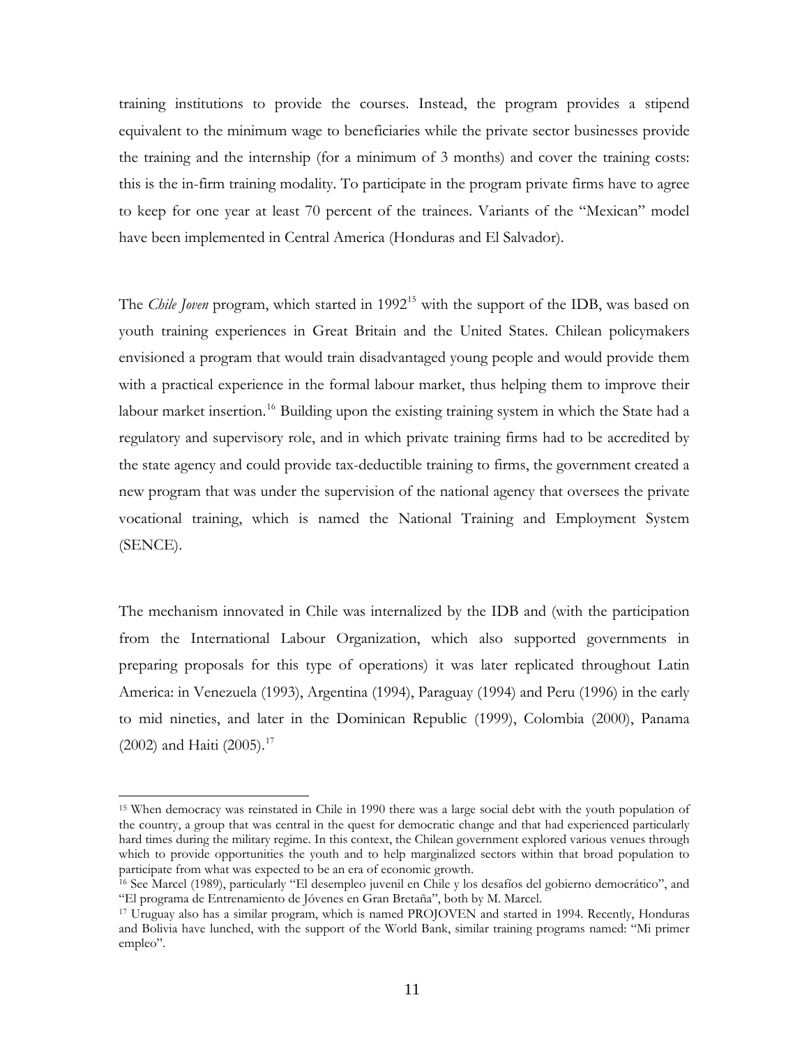training institutions to provide the courses. Instead, the program provides a stipend equivalent to the minimum wage to beneficiaries while the private sector businesses provide the training and the internship (for a minimum of 3 months) and cover the training costs: this is the in-firm training modality. To participate in the program private firms have to agree to keep for one year at least 70 percent of the trainees. Variants of the "Mexican" model have been implemented in Central America (Honduras and El Salvador).

The *Chile Joven* program, which started in 1992[15] with the support of the IDB, was based on youth training experiences in Great Britain and the United States. Chilean policymakers envisioned a program that would train disadvantaged young people and would provide them with a practical experience in the formal labour market, thus helping them to improve their labour market insertion.[16] Building upon the existing training system in which the State had a regulatory and supervisory role, and in which private training firms had to be accredited by the state agency and could provide tax-deductible training to firms, the government created a new program that was under the supervision of the national agency that oversees the private vocational training, which is named the National Training and Employment System (SENCE).

The mechanism innovated in Chile was internalized by the IDB and (with the participation from the International Labour Organization, which also supported governments in preparing proposals for this type of operations) it was later replicated throughout Latin America: in Venezuela (1993), Argentina (1994), Paraguay (1994) and Peru (1996) in the early to mid nineties, and later in the Dominican Republic (1999), Colombia (2000), Panama (2002) and Haiti (2005).[17]

---

[15] When democracy was reinstated in Chile in 1990 there was a large social debt with the youth population of the country, a group that was central in the quest for democratic change and that had experienced particularly hard times during the military regime. In this context, the Chilean government explored various venues through which to provide opportunities the youth and to help marginalized sectors within that broad population to participate from what was expected to be an era of economic growth.

[16] See Marcel (1989), particularly "El desempleo juvenil en Chile y los desafíos del gobierno democrático", and "El programa de Entrenamiento de Jóvenes en Gran Bretaña", both by M. Marcel.

[17] Uruguay also has a similar program, which is named PROJOVEN and started in 1994. Recently, Honduras and Bolivia have lunched, with the support of the World Bank, similar training programs named: "Mi primer empleo".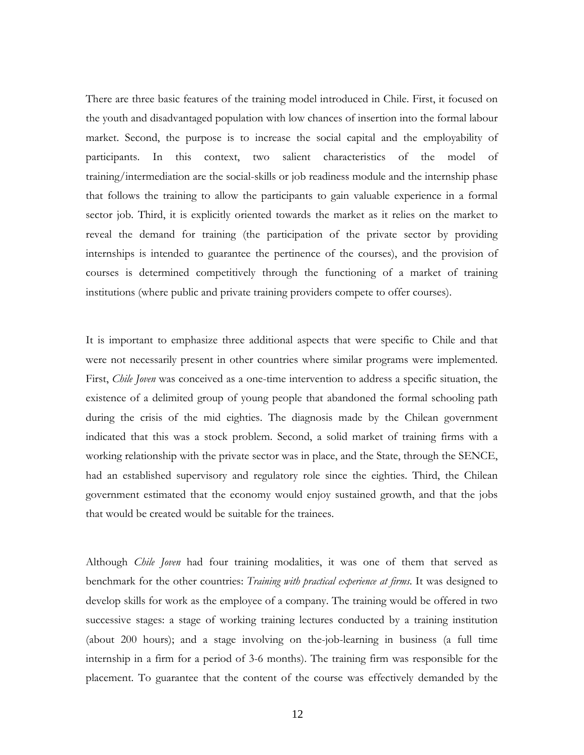There are three basic features of the training model introduced in Chile. First, it focused on the youth and disadvantaged population with low chances of insertion into the formal labour market. Second, the purpose is to increase the social capital and the employability of participants. In this context, two salient characteristics of the model of training/intermediation are the social-skills or job readiness module and the internship phase that follows the training to allow the participants to gain valuable experience in a formal sector job. Third, it is explicitly oriented towards the market as it relies on the market to reveal the demand for training (the participation of the private sector by providing internships is intended to guarantee the pertinence of the courses), and the provision of courses is determined competitively through the functioning of a market of training institutions (where public and private training providers compete to offer courses).

It is important to emphasize three additional aspects that were specific to Chile and that were not necessarily present in other countries where similar programs were implemented. First, *Chile Joven* was conceived as a one-time intervention to address a specific situation, the existence of a delimited group of young people that abandoned the formal schooling path during the crisis of the mid eighties. The diagnosis made by the Chilean government indicated that this was a stock problem. Second, a solid market of training firms with a working relationship with the private sector was in place, and the State, through the SENCE, had an established supervisory and regulatory role since the eighties. Third, the Chilean government estimated that the economy would enjoy sustained growth, and that the jobs that would be created would be suitable for the trainees.

Although *Chile Joven* had four training modalities, it was one of them that served as benchmark for the other countries: *Training with practical experience at firms*. It was designed to develop skills for work as the employee of a company. The training would be offered in two successive stages: a stage of working training lectures conducted by a training institution (about 200 hours); and a stage involving on the-job-learning in business (a full time internship in a firm for a period of 3-6 months). The training firm was responsible for the placement. To guarantee that the content of the course was effectively demanded by the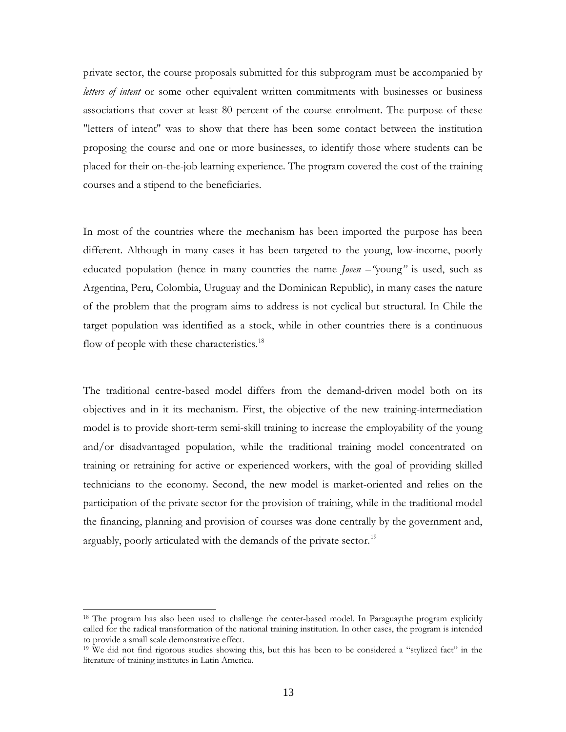private sector, the course proposals submitted for this subprogram must be accompanied by *letters of intent* or some other equivalent written commitments with businesses or business associations that cover at least 80 percent of the course enrolment. The purpose of these "letters of intent" was to show that there has been some contact between the institution proposing the course and one or more businesses, to identify those where students can be placed for their on-the-job learning experience. The program covered the cost of the training courses and a stipend to the beneficiaries.

In most of the countries where the mechanism has been imported the purpose has been different. Although in many cases it has been targeted to the young, low-income, poorly educated population (hence in many countries the name *Joven –"young"* is used, such as Argentina, Peru, Colombia, Uruguay and the Dominican Republic), in many cases the nature of the problem that the program aims to address is not cyclical but structural. In Chile the target population was identified as a stock, while in other countries there is a continuous flow of people with these characteristics.[18]

The traditional centre-based model differs from the demand-driven model both on its objectives and in it its mechanism. First, the objective of the new training-intermediation model is to provide short-term semi-skill training to increase the employability of the young and/or disadvantaged population, while the traditional training model concentrated on training or retraining for active or experienced workers, with the goal of providing skilled technicians to the economy. Second, the new model is market-oriented and relies on the participation of the private sector for the provision of training, while in the traditional model the financing, planning and provision of courses was done centrally by the government and, arguably, poorly articulated with the demands of the private sector.[19]

---

[18] The program has also been used to challenge the center-based model. In Paraguaythe program explicitly called for the radical transformation of the national training institution. In other cases, the program is intended to provide a small scale demonstrative effect.

[19] We did not find rigorous studies showing this, but this has been to be considered a "stylized fact" in the literature of training institutes in Latin America.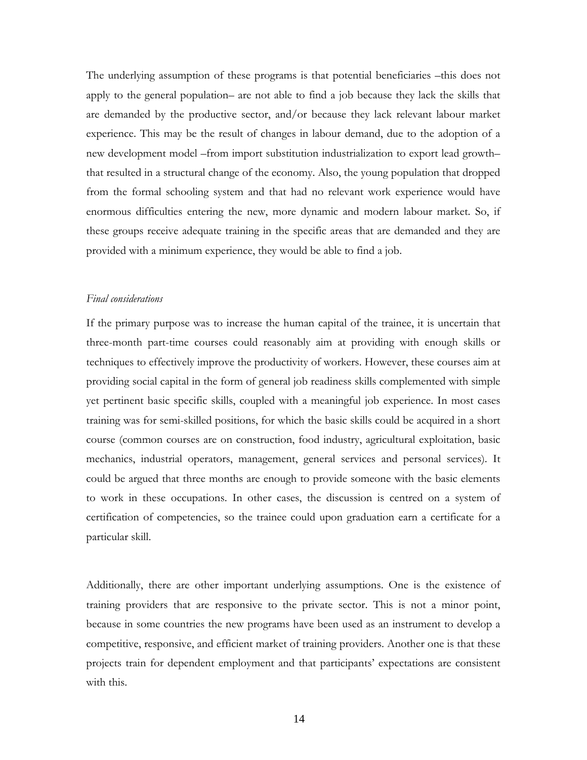The underlying assumption of these programs is that potential beneficiaries –this does not apply to the general population– are not able to find a job because they lack the skills that are demanded by the productive sector, and/or because they lack relevant labour market experience. This may be the result of changes in labour demand, due to the adoption of a new development model –from import substitution industrialization to export lead growth– that resulted in a structural change of the economy. Also, the young population that dropped from the formal schooling system and that had no relevant work experience would have enormous difficulties entering the new, more dynamic and modern labour market. So, if these groups receive adequate training in the specific areas that are demanded and they are provided with a minimum experience, they would be able to find a job.

*Final considerations*

If the primary purpose was to increase the human capital of the trainee, it is uncertain that three-month part-time courses could reasonably aim at providing with enough skills or techniques to effectively improve the productivity of workers. However, these courses aim at providing social capital in the form of general job readiness skills complemented with simple yet pertinent basic specific skills, coupled with a meaningful job experience. In most cases training was for semi-skilled positions, for which the basic skills could be acquired in a short course (common courses are on construction, food industry, agricultural exploitation, basic mechanics, industrial operators, management, general services and personal services). It could be argued that three months are enough to provide someone with the basic elements to work in these occupations. In other cases, the discussion is centred on a system of certification of competencies, so the trainee could upon graduation earn a certificate for a particular skill.

Additionally, there are other important underlying assumptions. One is the existence of training providers that are responsive to the private sector. This is not a minor point, because in some countries the new programs have been used as an instrument to develop a competitive, responsive, and efficient market of training providers. Another one is that these projects train for dependent employment and that participants' expectations are consistent with this.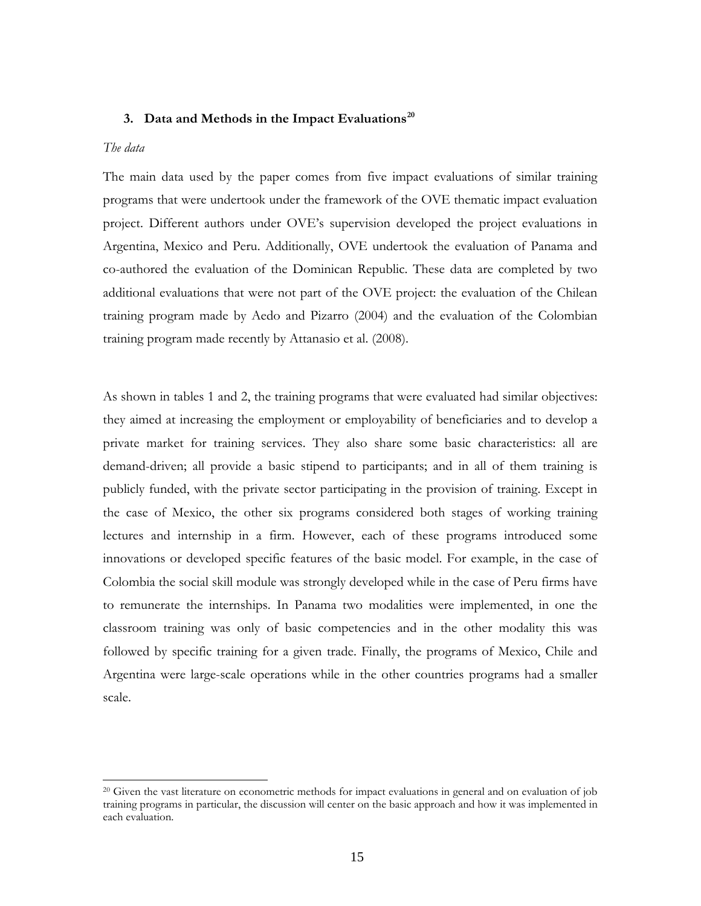### 3. Data and Methods in the Impact Evaluations[20]

*The data*

The main data used by the paper comes from five impact evaluations of similar training programs that were undertook under the framework of the OVE thematic impact evaluation project. Different authors under OVE's supervision developed the project evaluations in Argentina, Mexico and Peru. Additionally, OVE undertook the evaluation of Panama and co-authored the evaluation of the Dominican Republic. These data are completed by two additional evaluations that were not part of the OVE project: the evaluation of the Chilean training program made by Aedo and Pizarro (2004) and the evaluation of the Colombian training program made recently by Attanasio et al. (2008).

As shown in tables 1 and 2, the training programs that were evaluated had similar objectives: they aimed at increasing the employment or employability of beneficiaries and to develop a private market for training services. They also share some basic characteristics: all are demand-driven; all provide a basic stipend to participants; and in all of them training is publicly funded, with the private sector participating in the provision of training. Except in the case of Mexico, the other six programs considered both stages of working training lectures and internship in a firm. However, each of these programs introduced some innovations or developed specific features of the basic model. For example, in the case of Colombia the social skill module was strongly developed while in the case of Peru firms have to remunerate the internships. In Panama two modalities were implemented, in one the classroom training was only of basic competencies and in the other modality this was followed by specific training for a given trade. Finally, the programs of Mexico, Chile and Argentina were large-scale operations while in the other countries programs had a smaller scale.

[20] Given the vast literature on econometric methods for impact evaluations in general and on evaluation of job training programs in particular, the discussion will center on the basic approach and how it was implemented in each evaluation.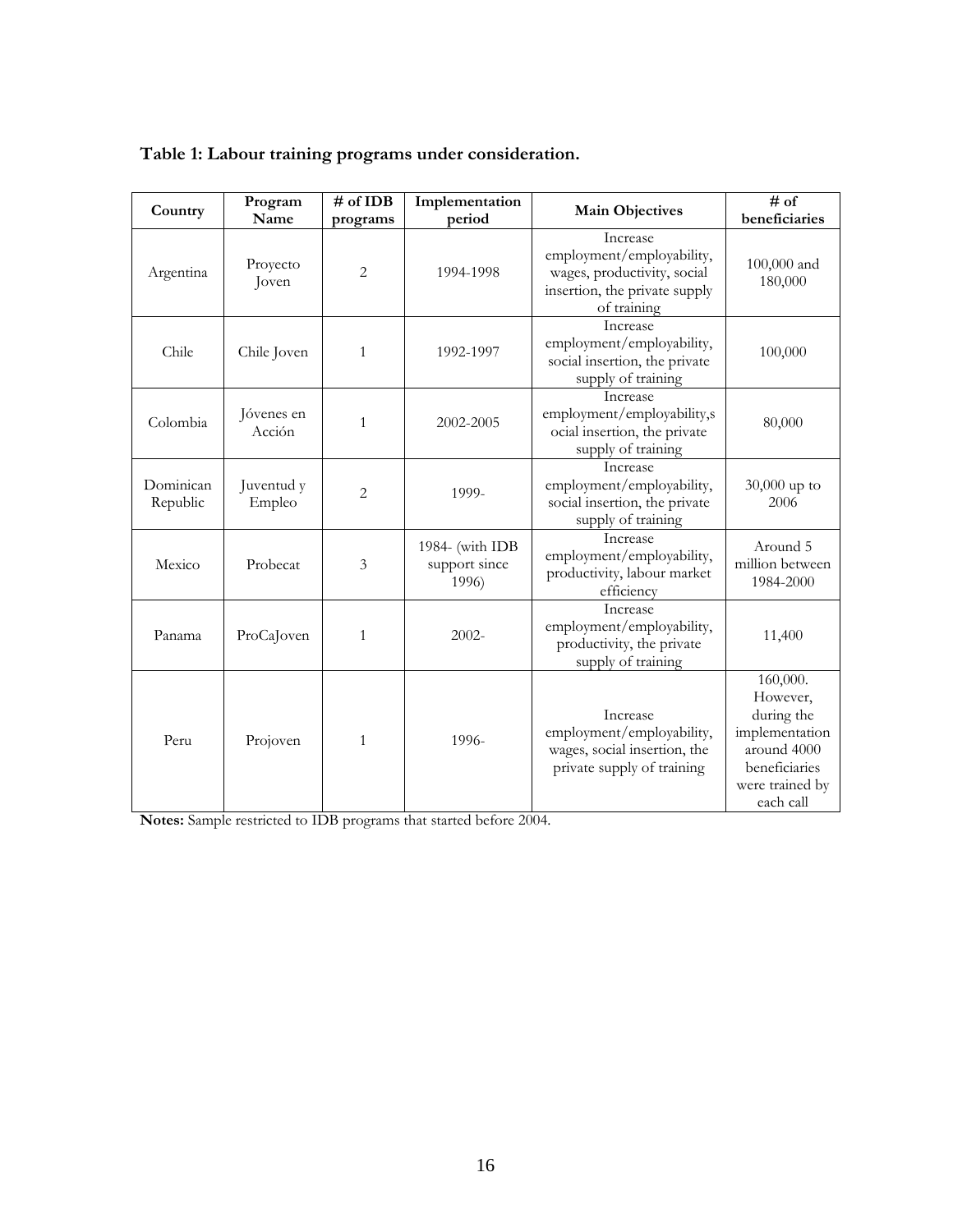**Table 1: Labour training programs under consideration.**

| Country | Program Name | # of IDB programs | Implementation period | Main Objectives | # of beneficiaries |
|---|---|---|---|---|---|
| Argentina | Proyecto Joven | 2 | 1994-1998 | Increase employment/employability, wages, productivity, social insertion, the private supply of training | 100,000 and 180,000 |
| Chile | Chile Joven | 1 | 1992-1997 | Increase employment/employability, social insertion, the private supply of training | 100,000 |
| Colombia | Jóvenes en Acción | 1 | 2002-2005 | Increase employment/employability,social insertion, the private supply of training | 80,000 |
| Dominican Republic | Juventud y Empleo | 2 | 1999- | Increase employment/employability, social insertion, the private supply of training | 30,000 up to 2006 |
| Mexico | Probecat | 3 | 1984- (with IDB support since 1996) | Increase employment/employability, productivity, labour market efficiency | Around 5 million between 1984-2000 |
| Panama | ProCaJoven | 1 | 2002- | Increase employment/employability, productivity, the private supply of training | 11,400 |
| Peru | Projoven | 1 | 1996- | Increase employment/employability, wages, social insertion, the private supply of training | 160,000. However, during the implementation around 4000 beneficiaries were trained by each call |

**Notes:** Sample restricted to IDB programs that started before 2004.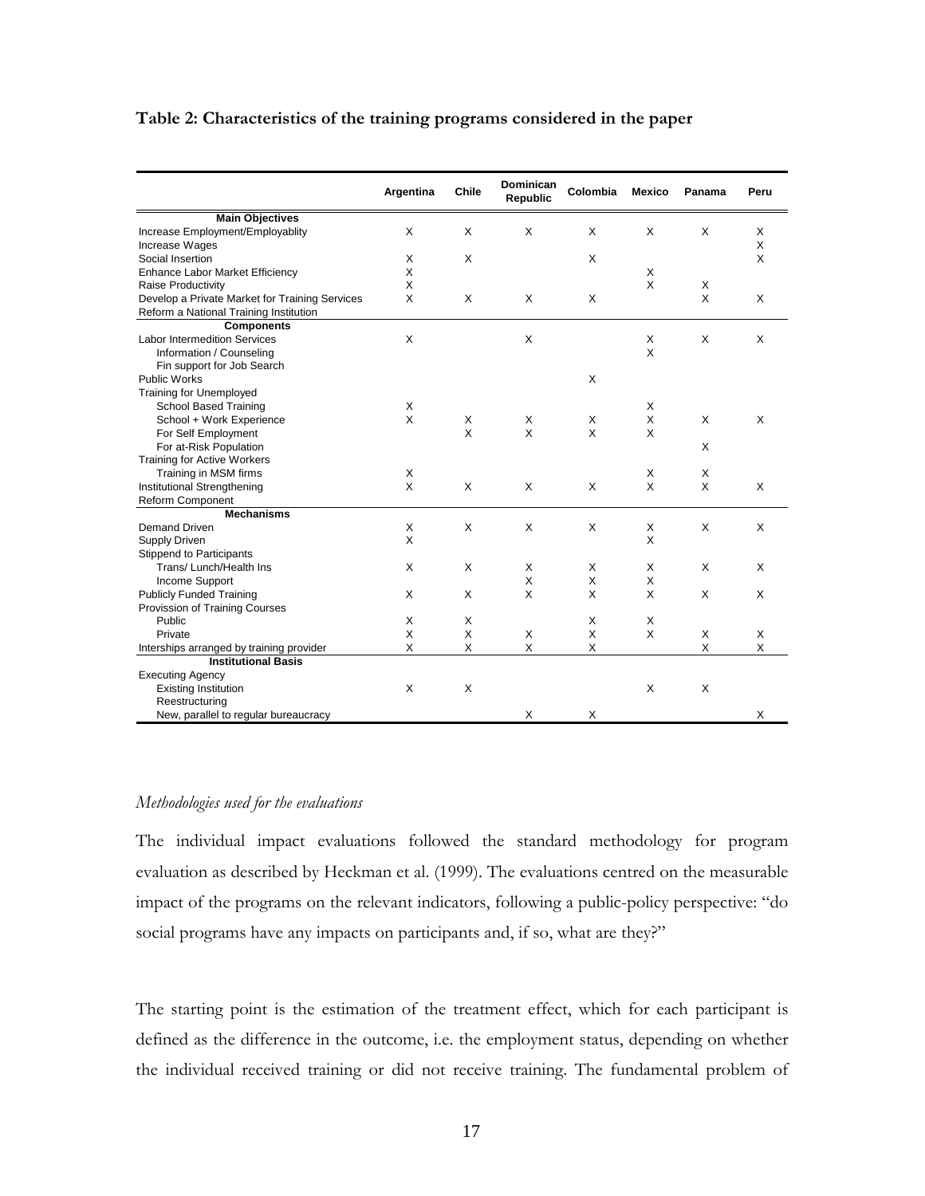**Table 2: Characteristics of the training programs considered in the paper**

| | Argentina | Chile | Dominican Republic | Colombia | Mexico | Panama | Peru |
|---|---|---|---|---|---|---|---|
| **Main Objectives** | | | | | | | |
| Increase Employment/Employablity | X | X | X | X | X | X | X |
| Increase Wages | | | | | | | X |
| Social Insertion | X | X | | X | | | X |
| Enhance Labor Market Efficiency | X | | | | X | | |
| Raise Productivity | X | | | | X | X | |
| Develop a Private Market for Training Services | X | X | X | X | | X | X |
| Reform a National Training Institution | | | | | | | |
| **Components** | | | | | | | |
| Labor Intermedition Services | X | | X | | X | X | X |
| Information / Counseling | | | | | X | | |
| Fin support for Job Search | | | | | | | |
| Public Works | | | | X | | | |
| Training for Unemployed | | | | | | | |
| School Based Training | X | | | | X | | |
| School + Work Experience | X | X | X | X | X | X | X |
| For Self Employment | | X | X | X | X | | |
| For at-Risk Population | | | | | | X | |
| Training for Active Workers | | | | | | | |
| Training in MSM firms | X | | | | X | X | |
| Institutional Strengthening | X | X | X | X | X | X | X |
| Reform Component | | | | | | | |
| **Mechanisms** | | | | | | | |
| Demand Driven | X | X | X | X | X | X | X |
| Supply Driven | X | | | | X | | |
| Stippend to Participants | | | | | | | |
| Trans/ Lunch/Health Ins | X | X | X | X | X | X | X |
| Income Support | | | X | X | X | | |
| Publicly Funded Training | X | X | X | X | X | X | X |
| Provission of Training Courses | | | | | | | |
| Public | X | X | | X | X | | |
| Private | X | X | X | X | X | X | X |
| Interships arranged by training provider | X | X | X | X | | X | X |
| **Institutional Basis** | | | | | | | |
| Executing Agency | | | | | | | |
| Existing Institution | X | X | | | X | X | |
| Reestructuring | | | | | | | |
| New, parallel to regular bureaucracy | | | X | X | | | X |

*Methodologies used for the evaluations*

The individual impact evaluations followed the standard methodology for program evaluation as described by Heckman et al. (1999). The evaluations centred on the measurable impact of the programs on the relevant indicators, following a public-policy perspective: "do social programs have any impacts on participants and, if so, what are they?"

The starting point is the estimation of the treatment effect, which for each participant is defined as the difference in the outcome, i.e. the employment status, depending on whether the individual received training or did not receive training. The fundamental problem of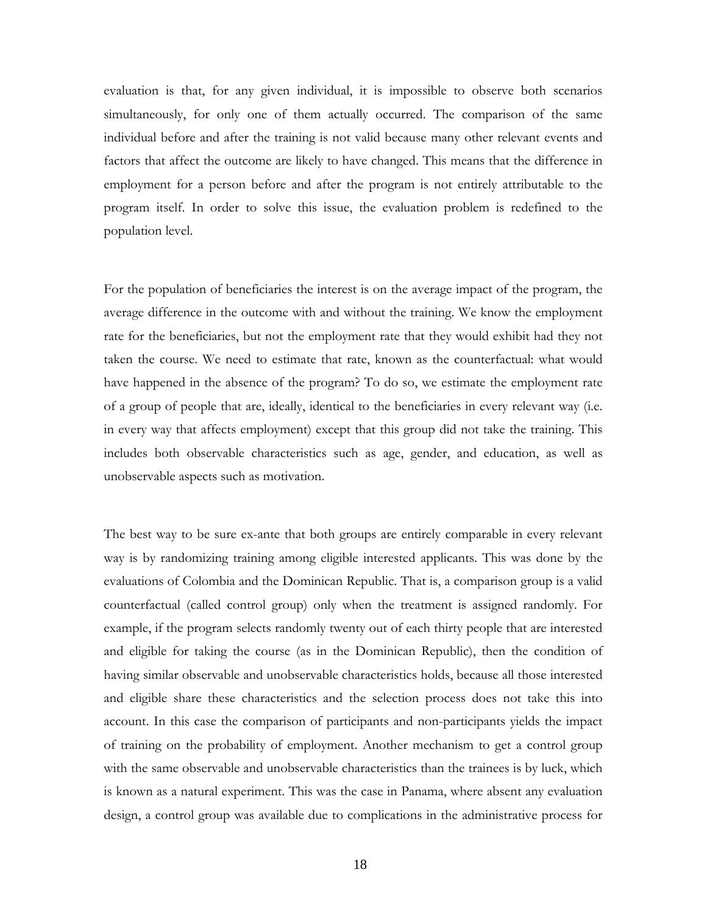evaluation is that, for any given individual, it is impossible to observe both scenarios simultaneously, for only one of them actually occurred. The comparison of the same individual before and after the training is not valid because many other relevant events and factors that affect the outcome are likely to have changed. This means that the difference in employment for a person before and after the program is not entirely attributable to the program itself. In order to solve this issue, the evaluation problem is redefined to the population level.

For the population of beneficiaries the interest is on the average impact of the program, the average difference in the outcome with and without the training. We know the employment rate for the beneficiaries, but not the employment rate that they would exhibit had they not taken the course. We need to estimate that rate, known as the counterfactual: what would have happened in the absence of the program? To do so, we estimate the employment rate of a group of people that are, ideally, identical to the beneficiaries in every relevant way (i.e. in every way that affects employment) except that this group did not take the training. This includes both observable characteristics such as age, gender, and education, as well as unobservable aspects such as motivation.

The best way to be sure ex-ante that both groups are entirely comparable in every relevant way is by randomizing training among eligible interested applicants. This was done by the evaluations of Colombia and the Dominican Republic. That is, a comparison group is a valid counterfactual (called control group) only when the treatment is assigned randomly. For example, if the program selects randomly twenty out of each thirty people that are interested and eligible for taking the course (as in the Dominican Republic), then the condition of having similar observable and unobservable characteristics holds, because all those interested and eligible share these characteristics and the selection process does not take this into account. In this case the comparison of participants and non-participants yields the impact of training on the probability of employment. Another mechanism to get a control group with the same observable and unobservable characteristics than the trainees is by luck, which is known as a natural experiment. This was the case in Panama, where absent any evaluation design, a control group was available due to complications in the administrative process for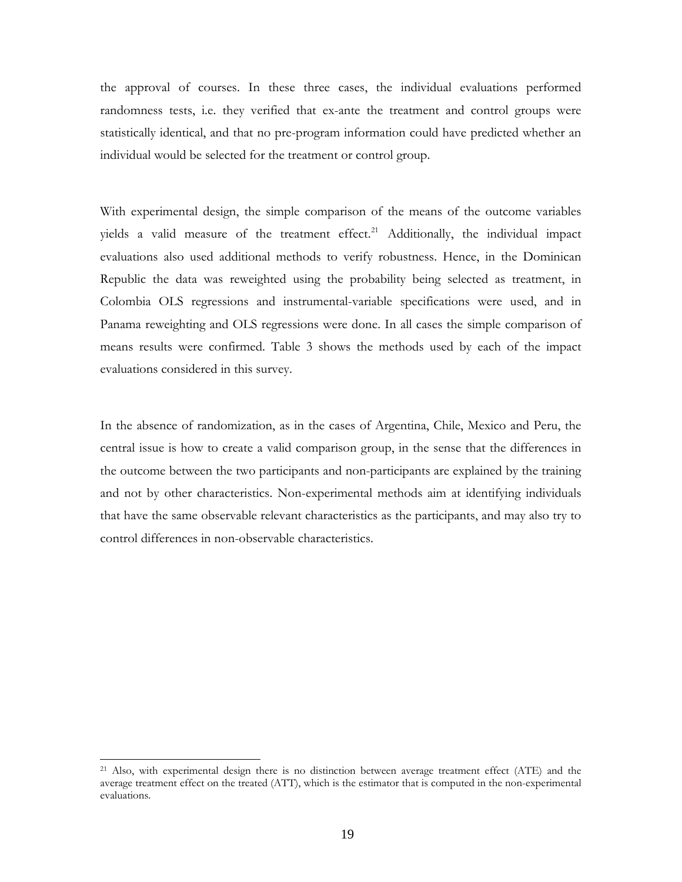the approval of courses. In these three cases, the individual evaluations performed randomness tests, i.e. they verified that ex-ante the treatment and control groups were statistically identical, and that no pre-program information could have predicted whether an individual would be selected for the treatment or control group.

With experimental design, the simple comparison of the means of the outcome variables yields a valid measure of the treatment effect.[21] Additionally, the individual impact evaluations also used additional methods to verify robustness. Hence, in the Dominican Republic the data was reweighted using the probability being selected as treatment, in Colombia OLS regressions and instrumental-variable specifications were used, and in Panama reweighting and OLS regressions were done. In all cases the simple comparison of means results were confirmed. Table 3 shows the methods used by each of the impact evaluations considered in this survey.

In the absence of randomization, as in the cases of Argentina, Chile, Mexico and Peru, the central issue is how to create a valid comparison group, in the sense that the differences in the outcome between the two participants and non-participants are explained by the training and not by other characteristics. Non-experimental methods aim at identifying individuals that have the same observable relevant characteristics as the participants, and may also try to control differences in non-observable characteristics.

[21] Also, with experimental design there is no distinction between average treatment effect (ATE) and the average treatment effect on the treated (ATT), which is the estimator that is computed in the non-experimental evaluations.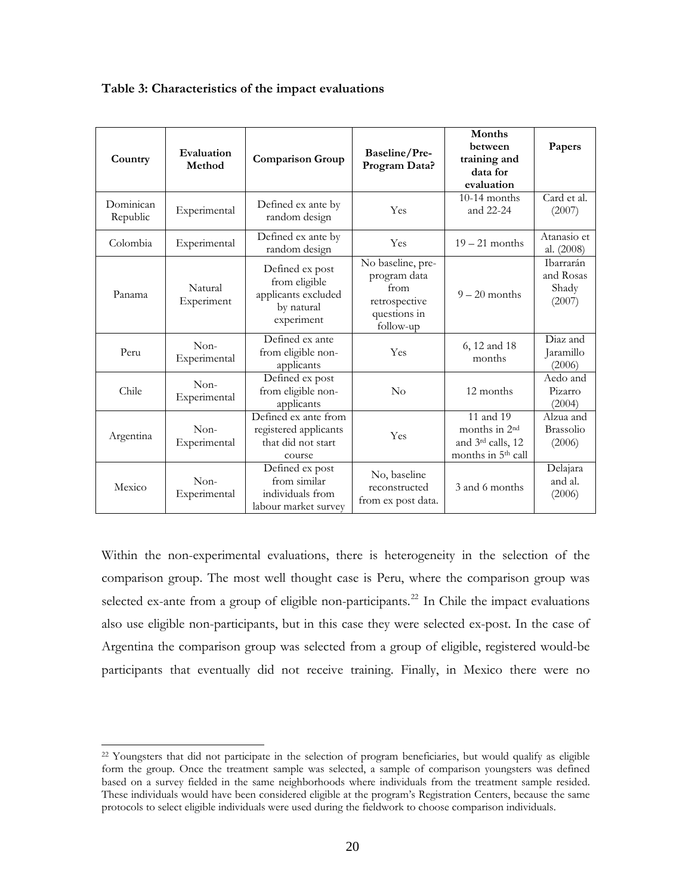**Table 3: Characteristics of the impact evaluations**

| Country | Evaluation Method | Comparison Group | Baseline/Pre-Program Data? | Months between training and data for evaluation | Papers |
|---|---|---|---|---|---|
| Dominican Republic | Experimental | Defined ex ante by random design | Yes | 10-14 months and 22-24 | Card et al. (2007) |
| Colombia | Experimental | Defined ex ante by random design | Yes | 19 – 21 months | Atanasio et al. (2008) |
| Panama | Natural Experiment | Defined ex post from eligible applicants excluded by natural experiment | No baseline, pre-program data from retrospective questions in follow-up | 9 – 20 months | Ibarrarán and Rosas Shady (2007) |
| Peru | Non-Experimental | Defined ex ante from eligible non-applicants | Yes | 6, 12 and 18 months | Diaz and Jaramillo (2006) |
| Chile | Non-Experimental | Defined ex post from eligible non-applicants | No | 12 months | Aedo and Pizarro (2004) |
| Argentina | Non-Experimental | Defined ex ante from registered applicants that did not start course | Yes | 11 and 19 months in 2nd and 3rd calls, 12 months in 5th call | Alzua and Brassolio (2006) |
| Mexico | Non-Experimental | Defined ex post from similar individuals from labour market survey | No, baseline reconstructed from ex post data. | 3 and 6 months | Delajara and al. (2006) |

Within the non-experimental evaluations, there is heterogeneity in the selection of the comparison group. The most well thought case is Peru, where the comparison group was selected ex-ante from a group of eligible non-participants.[22] In Chile the impact evaluations also use eligible non-participants, but in this case they were selected ex-post. In the case of Argentina the comparison group was selected from a group of eligible, registered would-be participants that eventually did not receive training. Finally, in Mexico there were no

[22] Youngsters that did not participate in the selection of program beneficiaries, but would qualify as eligible form the group. Once the treatment sample was selected, a sample of comparison youngsters was defined based on a survey fielded in the same neighborhoods where individuals from the treatment sample resided. These individuals would have been considered eligible at the program's Registration Centers, because the same protocols to select eligible individuals were used during the fieldwork to choose comparison individuals.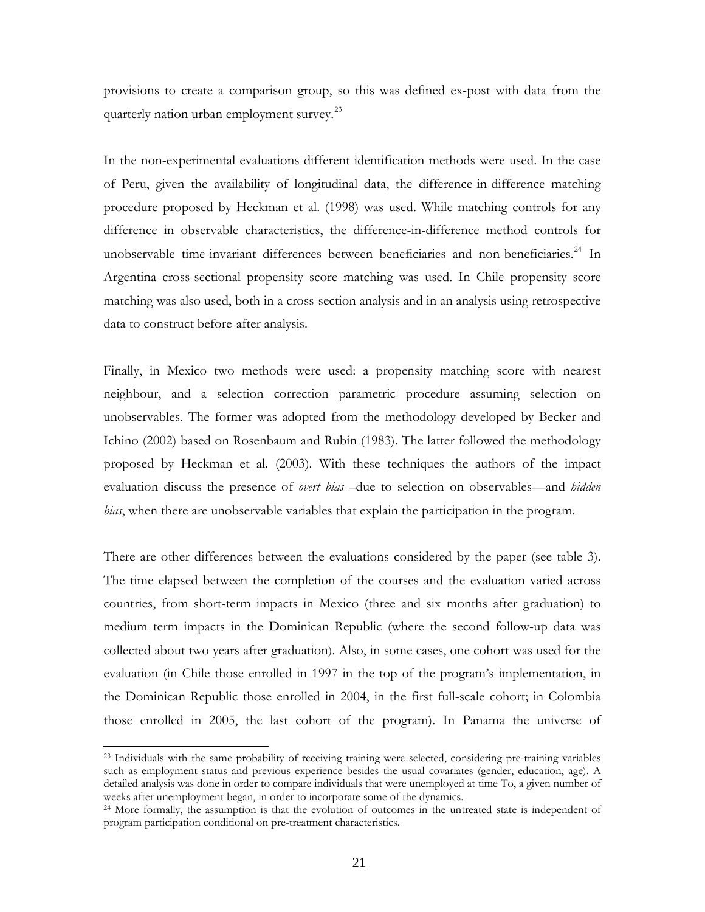provisions to create a comparison group, so this was defined ex-post with data from the quarterly nation urban employment survey.[23]

In the non-experimental evaluations different identification methods were used. In the case of Peru, given the availability of longitudinal data, the difference-in-difference matching procedure proposed by Heckman et al. (1998) was used. While matching controls for any difference in observable characteristics, the difference-in-difference method controls for unobservable time-invariant differences between beneficiaries and non-beneficiaries.[24] In Argentina cross-sectional propensity score matching was used. In Chile propensity score matching was also used, both in a cross-section analysis and in an analysis using retrospective data to construct before-after analysis.

Finally, in Mexico two methods were used: a propensity matching score with nearest neighbour, and a selection correction parametric procedure assuming selection on unobservables. The former was adopted from the methodology developed by Becker and Ichino (2002) based on Rosenbaum and Rubin (1983). The latter followed the methodology proposed by Heckman et al. (2003). With these techniques the authors of the impact evaluation discuss the presence of *overt bias* –due to selection on observables—and *hidden bias*, when there are unobservable variables that explain the participation in the program.

There are other differences between the evaluations considered by the paper (see table 3). The time elapsed between the completion of the courses and the evaluation varied across countries, from short-term impacts in Mexico (three and six months after graduation) to medium term impacts in the Dominican Republic (where the second follow-up data was collected about two years after graduation). Also, in some cases, one cohort was used for the evaluation (in Chile those enrolled in 1997 in the top of the program's implementation, in the Dominican Republic those enrolled in 2004, in the first full-scale cohort; in Colombia those enrolled in 2005, the last cohort of the program). In Panama the universe of

---

[23] Individuals with the same probability of receiving training were selected, considering pre-training variables such as employment status and previous experience besides the usual covariates (gender, education, age). A detailed analysis was done in order to compare individuals that were unemployed at time To, a given number of weeks after unemployment began, in order to incorporate some of the dynamics.

[24] More formally, the assumption is that the evolution of outcomes in the untreated state is independent of program participation conditional on pre-treatment characteristics.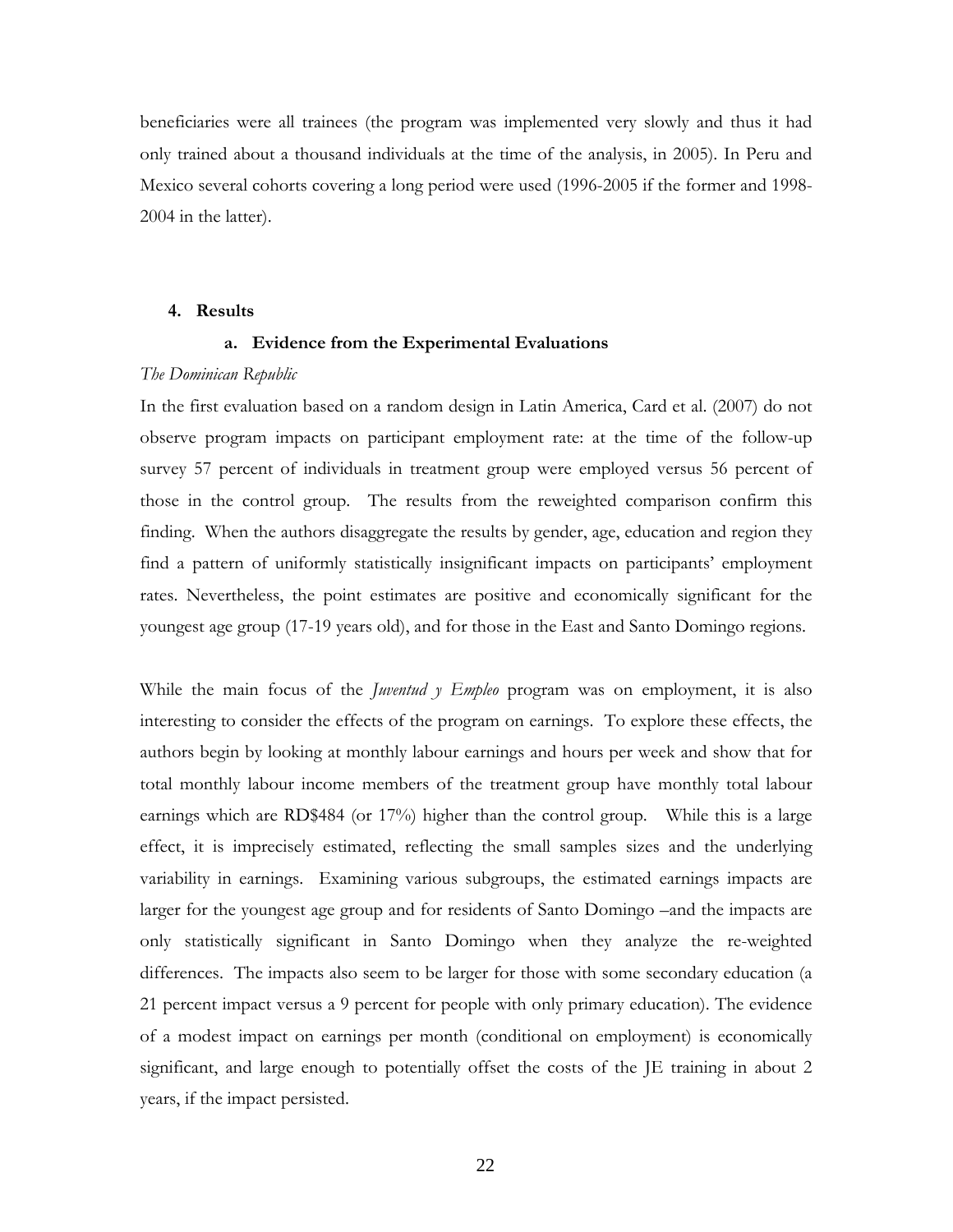beneficiaries were all trainees (the program was implemented very slowly and thus it had only trained about a thousand individuals at the time of the analysis, in 2005). In Peru and Mexico several cohorts covering a long period were used (1996-2005 if the former and 1998-2004 in the latter).

## 4. Results

### a. Evidence from the Experimental Evaluations

*The Dominican Republic*

In the first evaluation based on a random design in Latin America, Card et al. (2007) do not observe program impacts on participant employment rate: at the time of the follow-up survey 57 percent of individuals in treatment group were employed versus 56 percent of those in the control group. The results from the reweighted comparison confirm this finding. When the authors disaggregate the results by gender, age, education and region they find a pattern of uniformly statistically insignificant impacts on participants' employment rates. Nevertheless, the point estimates are positive and economically significant for the youngest age group (17-19 years old), and for those in the East and Santo Domingo regions.

While the main focus of the *Juventud y Empleo* program was on employment, it is also interesting to consider the effects of the program on earnings. To explore these effects, the authors begin by looking at monthly labour earnings and hours per week and show that for total monthly labour income members of the treatment group have monthly total labour earnings which are RD$484 (or 17%) higher than the control group. While this is a large effect, it is imprecisely estimated, reflecting the small samples sizes and the underlying variability in earnings. Examining various subgroups, the estimated earnings impacts are larger for the youngest age group and for residents of Santo Domingo –and the impacts are only statistically significant in Santo Domingo when they analyze the re-weighted differences. The impacts also seem to be larger for those with some secondary education (a 21 percent impact versus a 9 percent for people with only primary education). The evidence of a modest impact on earnings per month (conditional on employment) is economically significant, and large enough to potentially offset the costs of the JE training in about 2 years, if the impact persisted.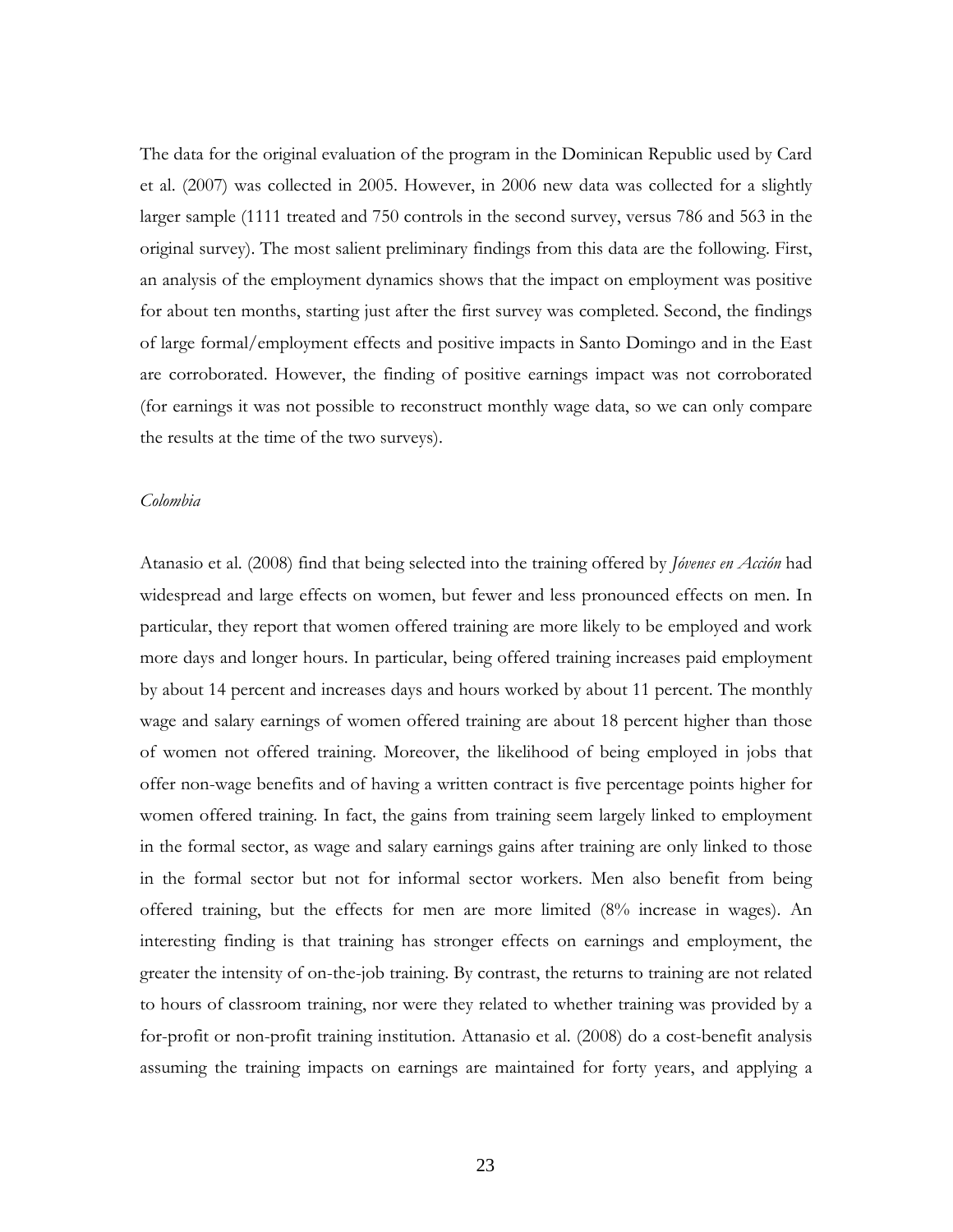The data for the original evaluation of the program in the Dominican Republic used by Card et al. (2007) was collected in 2005. However, in 2006 new data was collected for a slightly larger sample (1111 treated and 750 controls in the second survey, versus 786 and 563 in the original survey). The most salient preliminary findings from this data are the following. First, an analysis of the employment dynamics shows that the impact on employment was positive for about ten months, starting just after the first survey was completed. Second, the findings of large formal/employment effects and positive impacts in Santo Domingo and in the East are corroborated. However, the finding of positive earnings impact was not corroborated (for earnings it was not possible to reconstruct monthly wage data, so we can only compare the results at the time of the two surveys).

*Colombia*

Atanasio et al. (2008) find that being selected into the training offered by *Jóvenes en Acción* had widespread and large effects on women, but fewer and less pronounced effects on men. In particular, they report that women offered training are more likely to be employed and work more days and longer hours. In particular, being offered training increases paid employment by about 14 percent and increases days and hours worked by about 11 percent. The monthly wage and salary earnings of women offered training are about 18 percent higher than those of women not offered training. Moreover, the likelihood of being employed in jobs that offer non-wage benefits and of having a written contract is five percentage points higher for women offered training. In fact, the gains from training seem largely linked to employment in the formal sector, as wage and salary earnings gains after training are only linked to those in the formal sector but not for informal sector workers. Men also benefit from being offered training, but the effects for men are more limited (8% increase in wages). An interesting finding is that training has stronger effects on earnings and employment, the greater the intensity of on-the-job training. By contrast, the returns to training are not related to hours of classroom training, nor were they related to whether training was provided by a for-profit or non-profit training institution. Attanasio et al. (2008) do a cost-benefit analysis assuming the training impacts on earnings are maintained for forty years, and applying a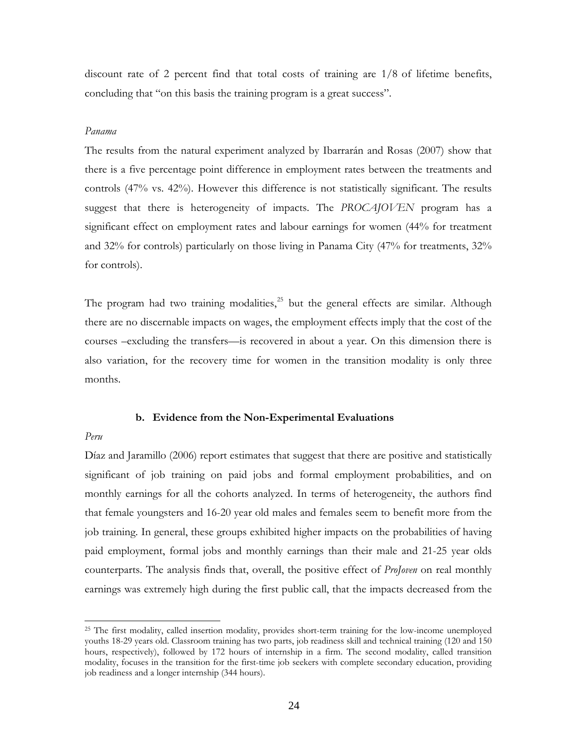discount rate of 2 percent find that total costs of training are 1/8 of lifetime benefits, concluding that "on this basis the training program is a great success".

*Panama*

The results from the natural experiment analyzed by Ibarrarán and Rosas (2007) show that there is a five percentage point difference in employment rates between the treatments and controls (47% vs. 42%). However this difference is not statistically significant. The results suggest that there is heterogeneity of impacts. The *PROCAJOVEN* program has a significant effect on employment rates and labour earnings for women (44% for treatment and 32% for controls) particularly on those living in Panama City (47% for treatments, 32% for controls).

The program had two training modalities,[25] but the general effects are similar. Although there are no discernable impacts on wages, the employment effects imply that the cost of the courses –excluding the transfers—is recovered in about a year. On this dimension there is also variation, for the recovery time for women in the transition modality is only three months.

### b. Evidence from the Non-Experimental Evaluations

*Peru*

Díaz and Jaramillo (2006) report estimates that suggest that there are positive and statistically significant of job training on paid jobs and formal employment probabilities, and on monthly earnings for all the cohorts analyzed. In terms of heterogeneity, the authors find that female youngsters and 16-20 year old males and females seem to benefit more from the job training. In general, these groups exhibited higher impacts on the probabilities of having paid employment, formal jobs and monthly earnings than their male and 21-25 year olds counterparts. The analysis finds that, overall, the positive effect of *ProJoven* on real monthly earnings was extremely high during the first public call, that the impacts decreased from the

---

[25] The first modality, called insertion modality, provides short-term training for the low-income unemployed youths 18-29 years old. Classroom training has two parts, job readiness skill and technical training (120 and 150 hours, respectively), followed by 172 hours of internship in a firm. The second modality, called transition modality, focuses in the transition for the first-time job seekers with complete secondary education, providing job readiness and a longer internship (344 hours).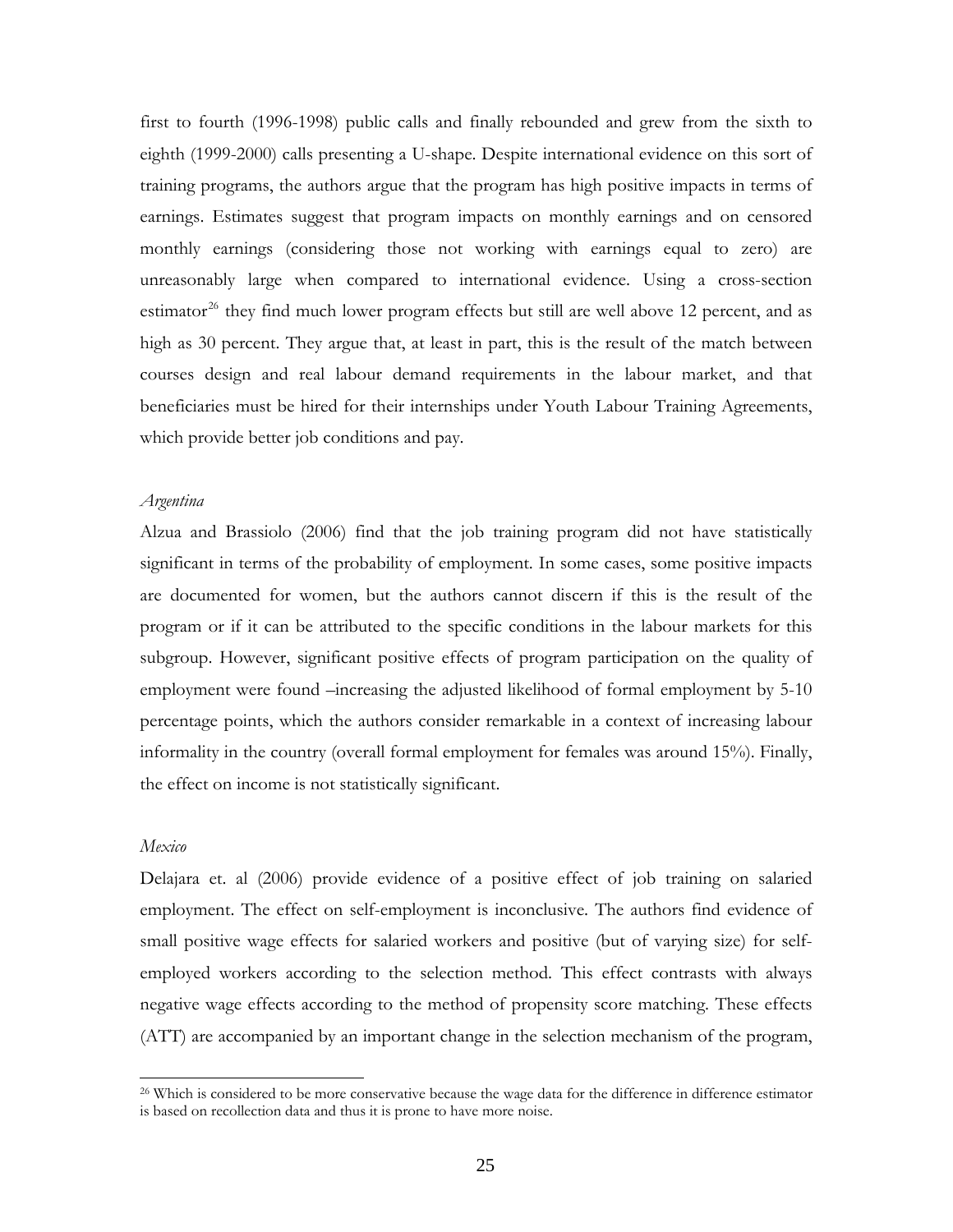first to fourth (1996-1998) public calls and finally rebounded and grew from the sixth to eighth (1999-2000) calls presenting a U-shape. Despite international evidence on this sort of training programs, the authors argue that the program has high positive impacts in terms of earnings. Estimates suggest that program impacts on monthly earnings and on censored monthly earnings (considering those not working with earnings equal to zero) are unreasonably large when compared to international evidence. Using a cross-section estimator[26] they find much lower program effects but still are well above 12 percent, and as high as 30 percent. They argue that, at least in part, this is the result of the match between courses design and real labour demand requirements in the labour market, and that beneficiaries must be hired for their internships under Youth Labour Training Agreements, which provide better job conditions and pay.

*Argentina*

Alzua and Brassiolo (2006) find that the job training program did not have statistically significant in terms of the probability of employment. In some cases, some positive impacts are documented for women, but the authors cannot discern if this is the result of the program or if it can be attributed to the specific conditions in the labour markets for this subgroup. However, significant positive effects of program participation on the quality of employment were found –increasing the adjusted likelihood of formal employment by 5-10 percentage points, which the authors consider remarkable in a context of increasing labour informality in the country (overall formal employment for females was around 15%). Finally, the effect on income is not statistically significant.

*Mexico*

Delajara et. al (2006) provide evidence of a positive effect of job training on salaried employment. The effect on self-employment is inconclusive. The authors find evidence of small positive wage effects for salaried workers and positive (but of varying size) for self-employed workers according to the selection method. This effect contrasts with always negative wage effects according to the method of propensity score matching. These effects (ATT) are accompanied by an important change in the selection mechanism of the program,

[26] Which is considered to be more conservative because the wage data for the difference in difference estimator is based on recollection data and thus it is prone to have more noise.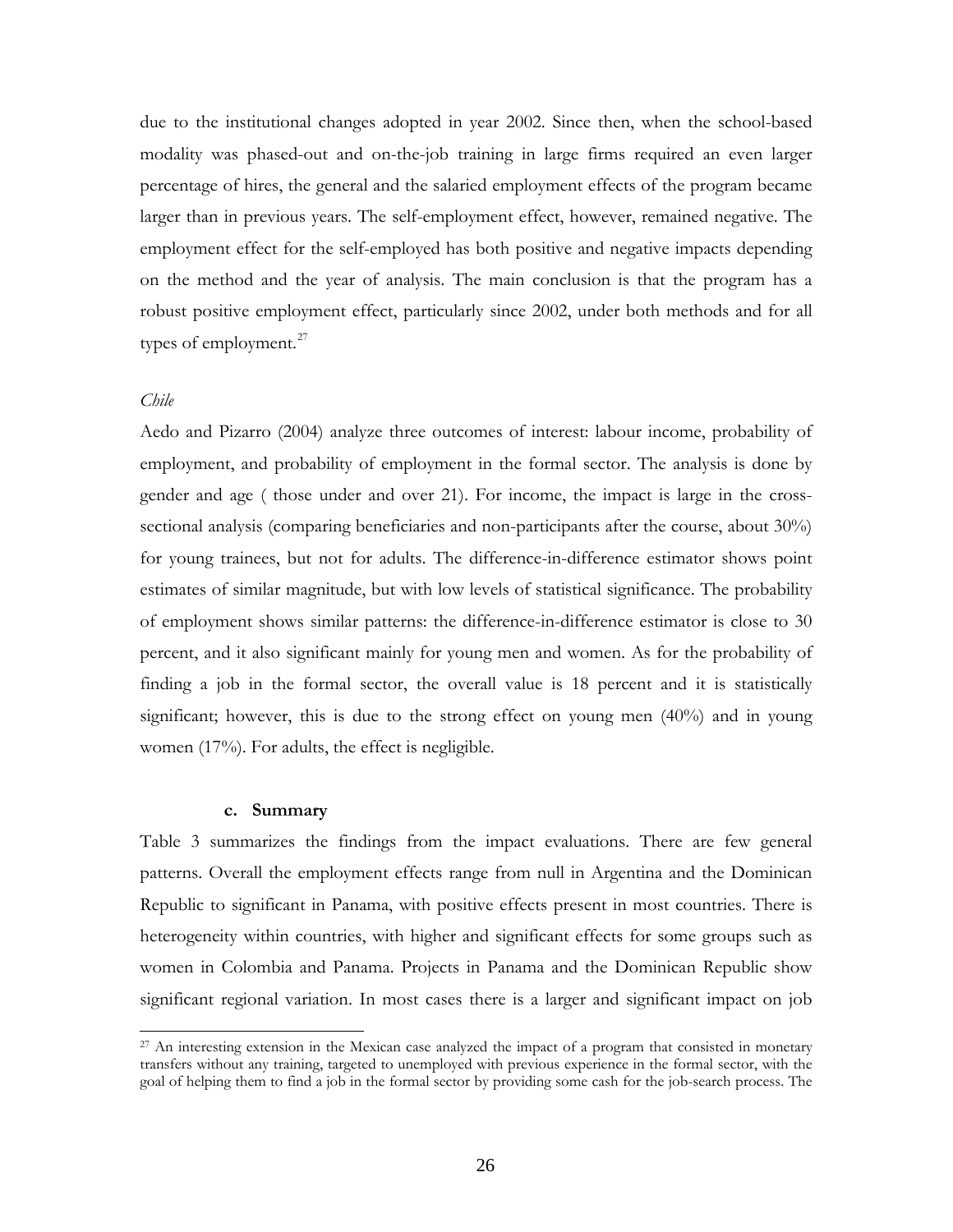due to the institutional changes adopted in year 2002. Since then, when the school-based modality was phased-out and on-the-job training in large firms required an even larger percentage of hires, the general and the salaried employment effects of the program became larger than in previous years. The self-employment effect, however, remained negative. The employment effect for the self-employed has both positive and negative impacts depending on the method and the year of analysis. The main conclusion is that the program has a robust positive employment effect, particularly since 2002, under both methods and for all types of employment.[27]

*Chile*

Aedo and Pizarro (2004) analyze three outcomes of interest: labour income, probability of employment, and probability of employment in the formal sector. The analysis is done by gender and age ( those under and over 21). For income, the impact is large in the cross-sectional analysis (comparing beneficiaries and non-participants after the course, about 30%) for young trainees, but not for adults. The difference-in-difference estimator shows point estimates of similar magnitude, but with low levels of statistical significance. The probability of employment shows similar patterns: the difference-in-difference estimator is close to 30 percent, and it also significant mainly for young men and women. As for the probability of finding a job in the formal sector, the overall value is 18 percent and it is statistically significant; however, this is due to the strong effect on young men (40%) and in young women (17%). For adults, the effect is negligible.

### c. Summary

Table 3 summarizes the findings from the impact evaluations. There are few general patterns. Overall the employment effects range from null in Argentina and the Dominican Republic to significant in Panama, with positive effects present in most countries. There is heterogeneity within countries, with higher and significant effects for some groups such as women in Colombia and Panama. Projects in Panama and the Dominican Republic show significant regional variation. In most cases there is a larger and significant impact on job

---

[27] An interesting extension in the Mexican case analyzed the impact of a program that consisted in monetary transfers without any training, targeted to unemployed with previous experience in the formal sector, with the goal of helping them to find a job in the formal sector by providing some cash for the job-search process. The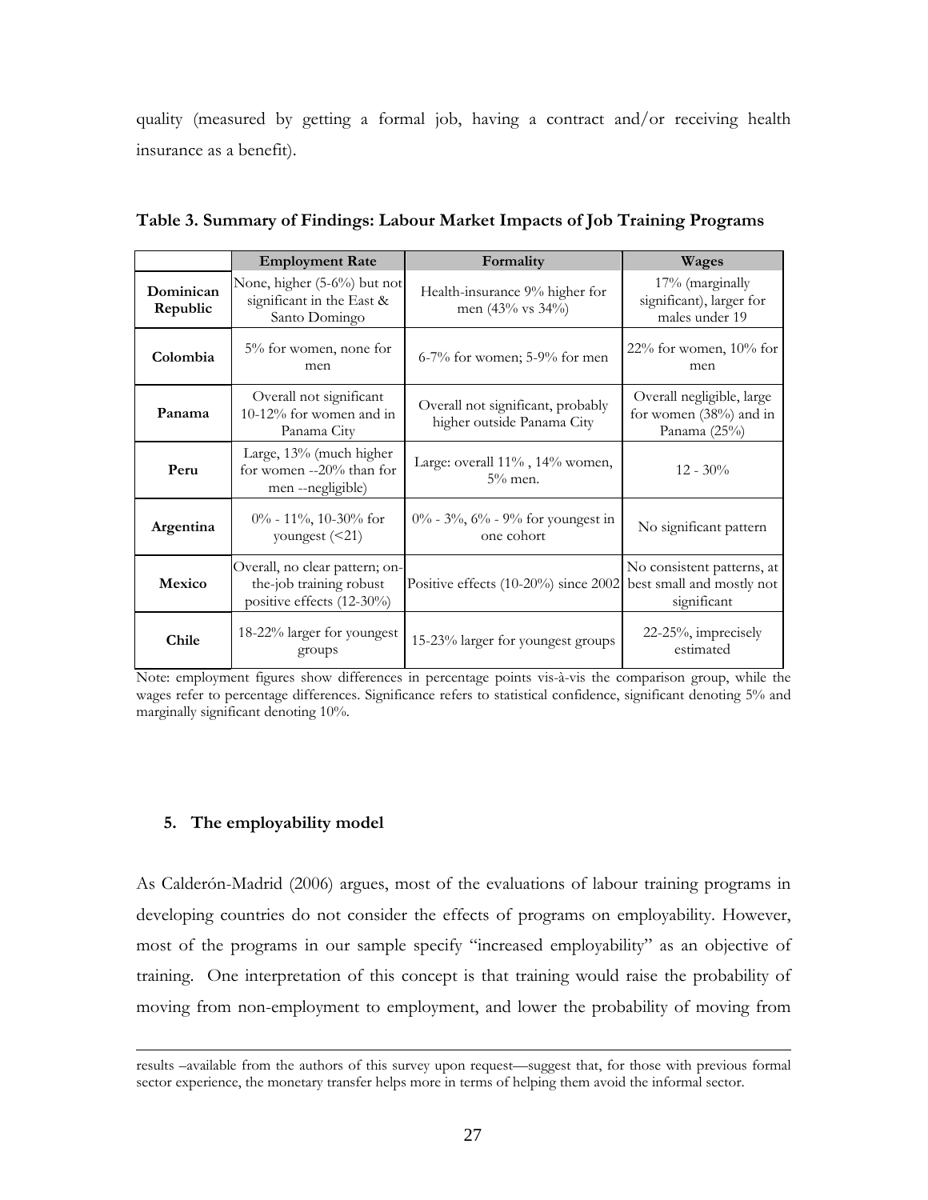quality (measured by getting a formal job, having a contract and/or receiving health insurance as a benefit).

**Table 3. Summary of Findings: Labour Market Impacts of Job Training Programs**

| | Employment Rate | Formality | Wages |
|---|---|---|---|
| **Dominican Republic** | None, higher (5-6%) but not significant in the East & Santo Domingo | Health-insurance 9% higher for men (43% vs 34%) | 17% (marginally significant), larger for males under 19 |
| **Colombia** | 5% for women, none for men | 6-7% for women; 5-9% for men | 22% for women, 10% for men |
| **Panama** | Overall not significant 10-12% for women and in Panama City | Overall not significant, probably higher outside Panama City | Overall negligible, large for women (38%) and in Panama (25%) |
| **Peru** | Large, 13% (much higher for women --20% than for men --negligible) | Large: overall 11% , 14% women, 5% men. | 12 - 30% |
| **Argentina** | 0% - 11%, 10-30% for youngest (<21) | 0% - 3%, 6% - 9% for youngest in one cohort | No significant pattern |
| **Mexico** | Overall, no clear pattern; on-the-job training robust positive effects (12-30%) | Positive effects (10-20%) since 2002 | No consistent patterns, at best small and mostly not significant |
| **Chile** | 18-22% larger for youngest groups | 15-23% larger for youngest groups | 22-25%, imprecisely estimated |

Note: employment figures show differences in percentage points vis-à-vis the comparison group, while the wages refer to percentage differences. Significance refers to statistical confidence, significant denoting 5% and marginally significant denoting 10%.

## 5. The employability model

As Calderón-Madrid (2006) argues, most of the evaluations of labour training programs in developing countries do not consider the effects of programs on employability. However, most of the programs in our sample specify "increased employability" as an objective of training. One interpretation of this concept is that training would raise the probability of moving from non-employment to employment, and lower the probability of moving from

results –available from the authors of this survey upon request—suggest that, for those with previous formal sector experience, the monetary transfer helps more in terms of helping them avoid the informal sector.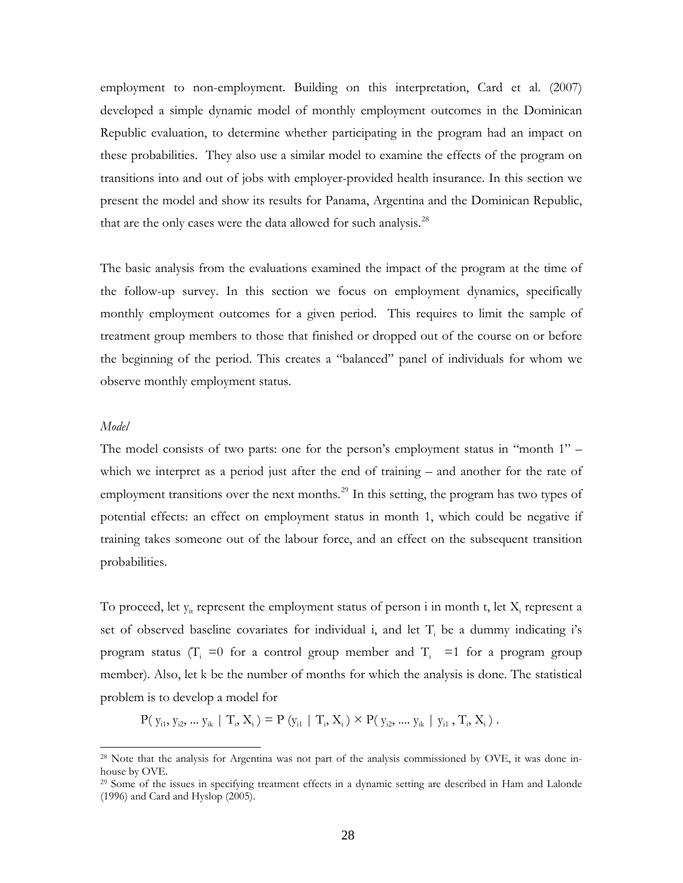employment to non-employment. Building on this interpretation, Card et al. (2007) developed a simple dynamic model of monthly employment outcomes in the Dominican Republic evaluation, to determine whether participating in the program had an impact on these probabilities. They also use a similar model to examine the effects of the program on transitions into and out of jobs with employer-provided health insurance. In this section we present the model and show its results for Panama, Argentina and the Dominican Republic, that are the only cases were the data allowed for such analysis.[28]

The basic analysis from the evaluations examined the impact of the program at the time of the follow-up survey. In this section we focus on employment dynamics, specifically monthly employment outcomes for a given period. This requires to limit the sample of treatment group members to those that finished or dropped out of the course on or before the beginning of the period. This creates a "balanced" panel of individuals for whom we observe monthly employment status.

*Model*

The model consists of two parts: one for the person's employment status in "month 1" – which we interpret as a period just after the end of training – and another for the rate of employment transitions over the next months.[29] In this setting, the program has two types of potential effects: an effect on employment status in month 1, which could be negative if training takes someone out of the labour force, and an effect on the subsequent transition probabilities.

To proceed, let $y_{it}$ represent the employment status of person i in month t, let $X_i$ represent a set of observed baseline covariates for individual i, and let $T_i$ be a dummy indicating i's program status ($T_i = 0$ for a control group member and $T_i = 1$ for a program group member). Also, let k be the number of months for which the analysis is done. The statistical problem is to develop a model for

$$P( y_{i1}, y_{i2}, ... y_{ik} \mid T_i, X_i ) = P (y_{i1} \mid T_i, X_i ) \times P( y_{i2}, .... y_{ik} \mid y_{i1} , T_i, X_i ) .$$

[28] Note that the analysis for Argentina was not part of the analysis commissioned by OVE, it was done in-house by OVE.

[29] Some of the issues in specifying treatment effects in a dynamic setting are described in Ham and Lalonde (1996) and Card and Hyslop (2005).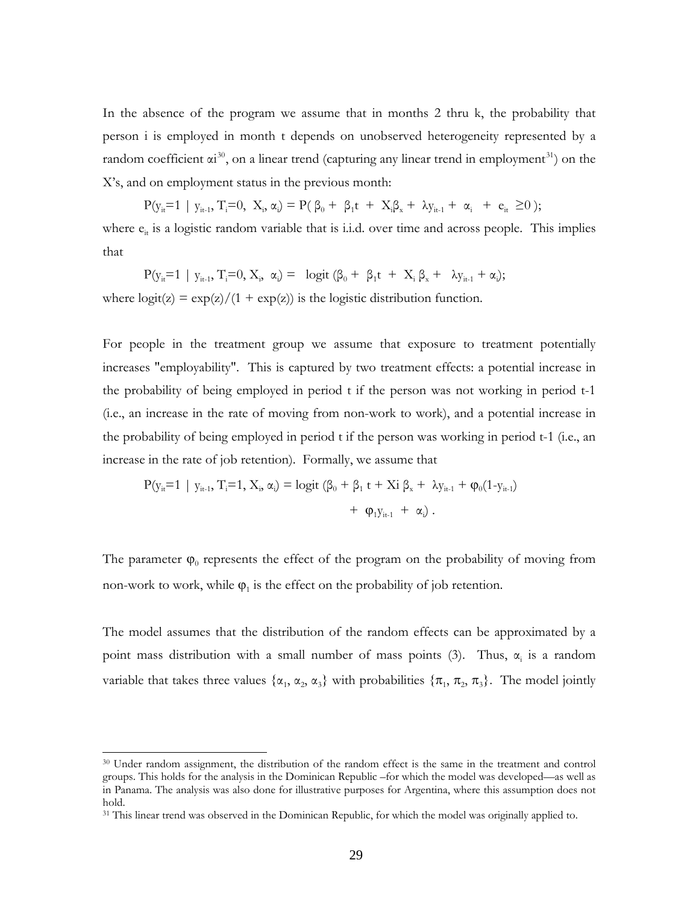In the absence of the program we assume that in months 2 thru k, the probability that person i is employed in month t depends on unobserved heterogeneity represented by a random coefficient $\alpha i$[30], on a linear trend (capturing any linear trend in employment[31]) on the X's, and on employment status in the previous month:

$$P(y_{it}=1 \mid y_{it-1}, T_i=0, X_i, \alpha_i) = P(\beta_0 + \beta_1 t + X_i\beta_x + \lambda y_{it-1} + \alpha_i + e_{it} \geq 0);$$

where $e_{it}$ is a logistic random variable that is i.i.d. over time and across people. This implies that

$$P(y_{it}=1 \mid y_{it-1}, T_i=0, X_i, \alpha_i) = \text{logit}(\beta_0 + \beta_1 t + X_i \beta_x + \lambda y_{it-1} + \alpha_i);$$

where $\text{logit}(z) = \exp(z)/(1 + \exp(z))$ is the logistic distribution function.

For people in the treatment group we assume that exposure to treatment potentially increases "employability". This is captured by two treatment effects: a potential increase in the probability of being employed in period t if the person was not working in period t-1 (i.e., an increase in the rate of moving from non-work to work), and a potential increase in the probability of being employed in period t if the person was working in period t-1 (i.e., an increase in the rate of job retention). Formally, we assume that

$$P(y_{it}=1 \mid y_{it-1}, T_i=1, X_i, \alpha_i) = \text{logit}(\beta_0 + \beta_1 t + Xi\, \beta_x + \lambda y_{it-1} + \varphi_0(1-y_{it-1}) + \varphi_1 y_{it-1} + \alpha_i).$$

The parameter $\varphi_0$ represents the effect of the program on the probability of moving from non-work to work, while $\varphi_1$ is the effect on the probability of job retention.

The model assumes that the distribution of the random effects can be approximated by a point mass distribution with a small number of mass points (3). Thus, $\alpha_i$ is a random variable that takes three values $\{\alpha_1, \alpha_2, \alpha_3\}$ with probabilities $\{\pi_1, \pi_2, \pi_3\}$. The model jointly

[30] Under random assignment, the distribution of the random effect is the same in the treatment and control groups. This holds for the analysis in the Dominican Republic –for which the model was developed—as well as in Panama. The analysis was also done for illustrative purposes for Argentina, where this assumption does not hold.

[31] This linear trend was observed in the Dominican Republic, for which the model was originally applied to.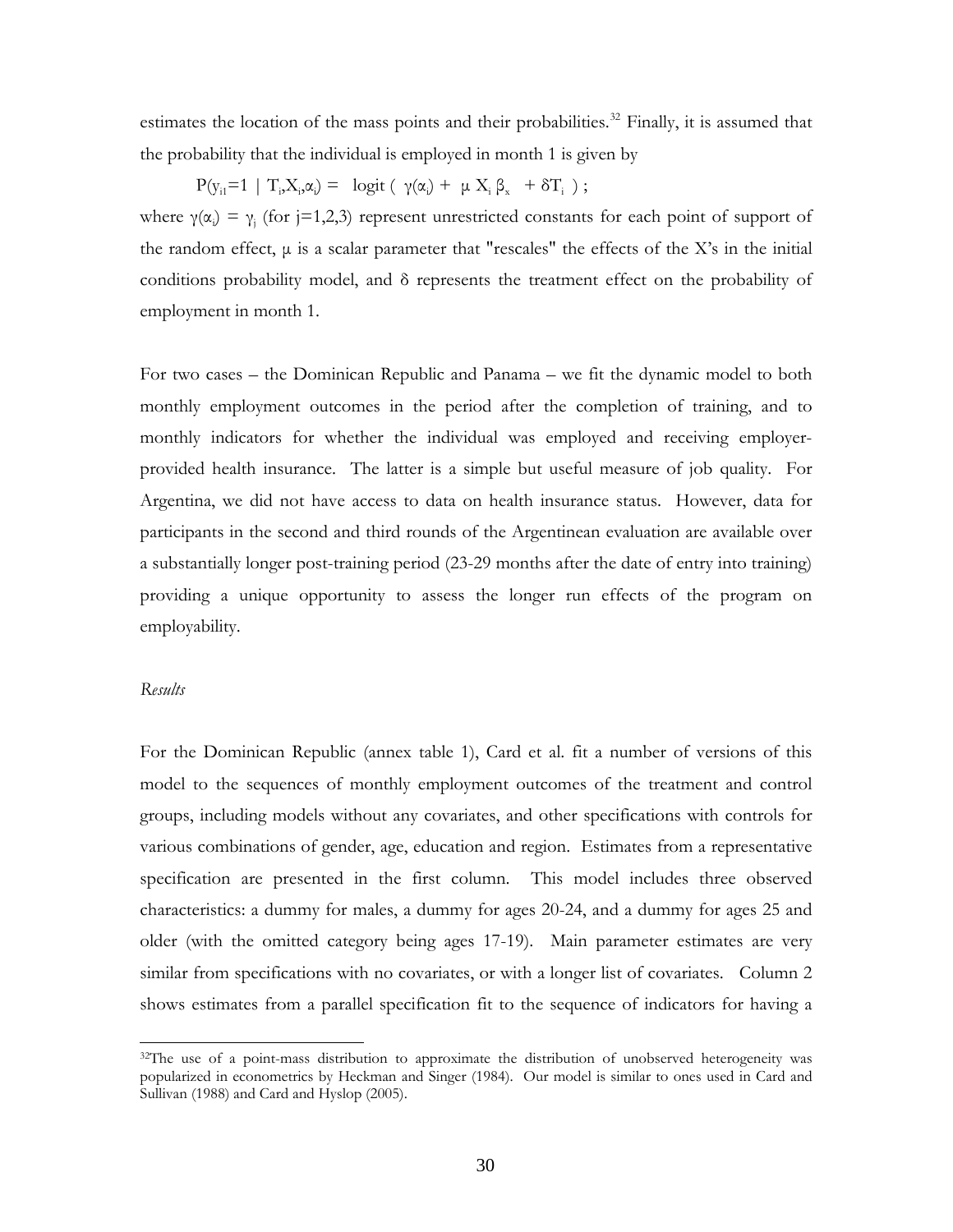estimates the location of the mass points and their probabilities.[32] Finally, it is assumed that the probability that the individual is employed in month 1 is given by

$$P(y_{i1}=1 \mid T_i, X_i, \alpha_i) = \text{logit}\,(\gamma(\alpha_i) + \mu X_i \beta_x + \delta T_i);$$

where $\gamma(\alpha_i) = \gamma_j$ (for j=1,2,3) represent unrestricted constants for each point of support of the random effect, $\mu$ is a scalar parameter that "rescales" the effects of the X's in the initial conditions probability model, and $\delta$ represents the treatment effect on the probability of employment in month 1.

For two cases – the Dominican Republic and Panama – we fit the dynamic model to both monthly employment outcomes in the period after the completion of training, and to monthly indicators for whether the individual was employed and receiving employer-provided health insurance. The latter is a simple but useful measure of job quality. For Argentina, we did not have access to data on health insurance status. However, data for participants in the second and third rounds of the Argentinean evaluation are available over a substantially longer post-training period (23-29 months after the date of entry into training) providing a unique opportunity to assess the longer run effects of the program on employability.

*Results*

For the Dominican Republic (annex table 1), Card et al. fit a number of versions of this model to the sequences of monthly employment outcomes of the treatment and control groups, including models without any covariates, and other specifications with controls for various combinations of gender, age, education and region. Estimates from a representative specification are presented in the first column. This model includes three observed characteristics: a dummy for males, a dummy for ages 20-24, and a dummy for ages 25 and older (with the omitted category being ages 17-19). Main parameter estimates are very similar from specifications with no covariates, or with a longer list of covariates. Column 2 shows estimates from a parallel specification fit to the sequence of indicators for having a

[32] The use of a point-mass distribution to approximate the distribution of unobserved heterogeneity was popularized in econometrics by Heckman and Singer (1984). Our model is similar to ones used in Card and Sullivan (1988) and Card and Hyslop (2005).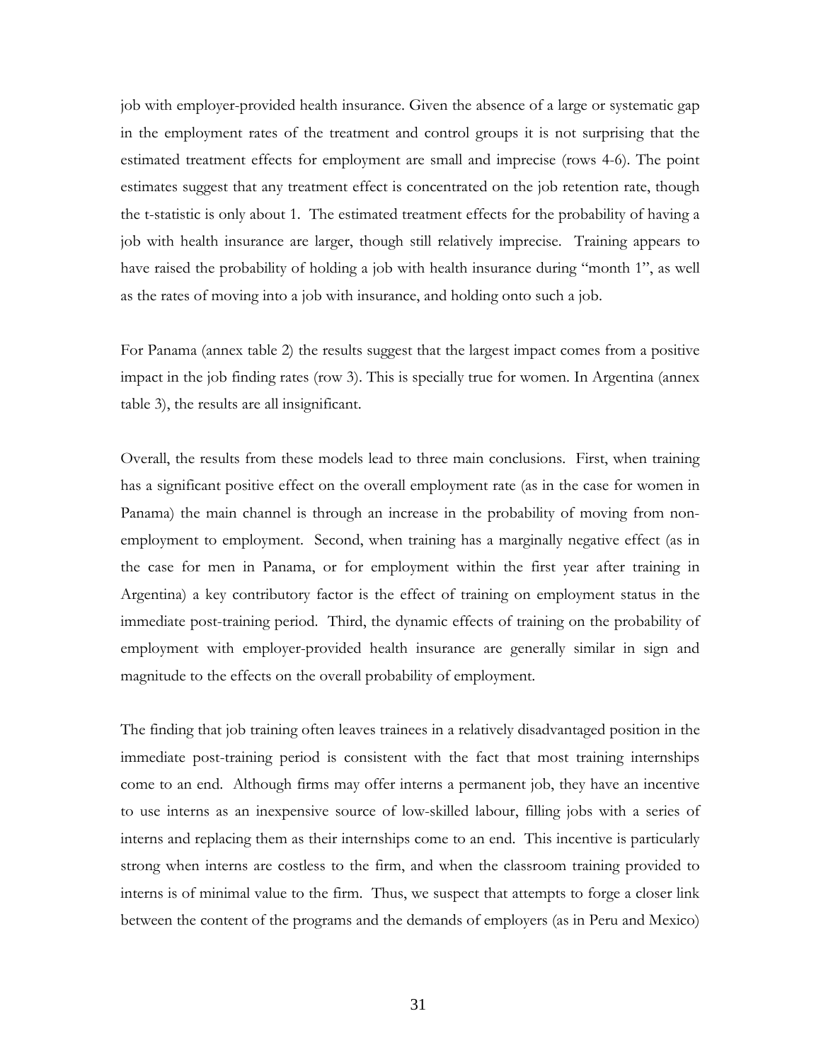job with employer-provided health insurance. Given the absence of a large or systematic gap in the employment rates of the treatment and control groups it is not surprising that the estimated treatment effects for employment are small and imprecise (rows 4-6). The point estimates suggest that any treatment effect is concentrated on the job retention rate, though the t-statistic is only about 1. The estimated treatment effects for the probability of having a job with health insurance are larger, though still relatively imprecise. Training appears to have raised the probability of holding a job with health insurance during "month 1", as well as the rates of moving into a job with insurance, and holding onto such a job.

For Panama (annex table 2) the results suggest that the largest impact comes from a positive impact in the job finding rates (row 3). This is specially true for women. In Argentina (annex table 3), the results are all insignificant.

Overall, the results from these models lead to three main conclusions. First, when training has a significant positive effect on the overall employment rate (as in the case for women in Panama) the main channel is through an increase in the probability of moving from non-employment to employment. Second, when training has a marginally negative effect (as in the case for men in Panama, or for employment within the first year after training in Argentina) a key contributory factor is the effect of training on employment status in the immediate post-training period. Third, the dynamic effects of training on the probability of employment with employer-provided health insurance are generally similar in sign and magnitude to the effects on the overall probability of employment.

The finding that job training often leaves trainees in a relatively disadvantaged position in the immediate post-training period is consistent with the fact that most training internships come to an end. Although firms may offer interns a permanent job, they have an incentive to use interns as an inexpensive source of low-skilled labour, filling jobs with a series of interns and replacing them as their internships come to an end. This incentive is particularly strong when interns are costless to the firm, and when the classroom training provided to interns is of minimal value to the firm. Thus, we suspect that attempts to forge a closer link between the content of the programs and the demands of employers (as in Peru and Mexico)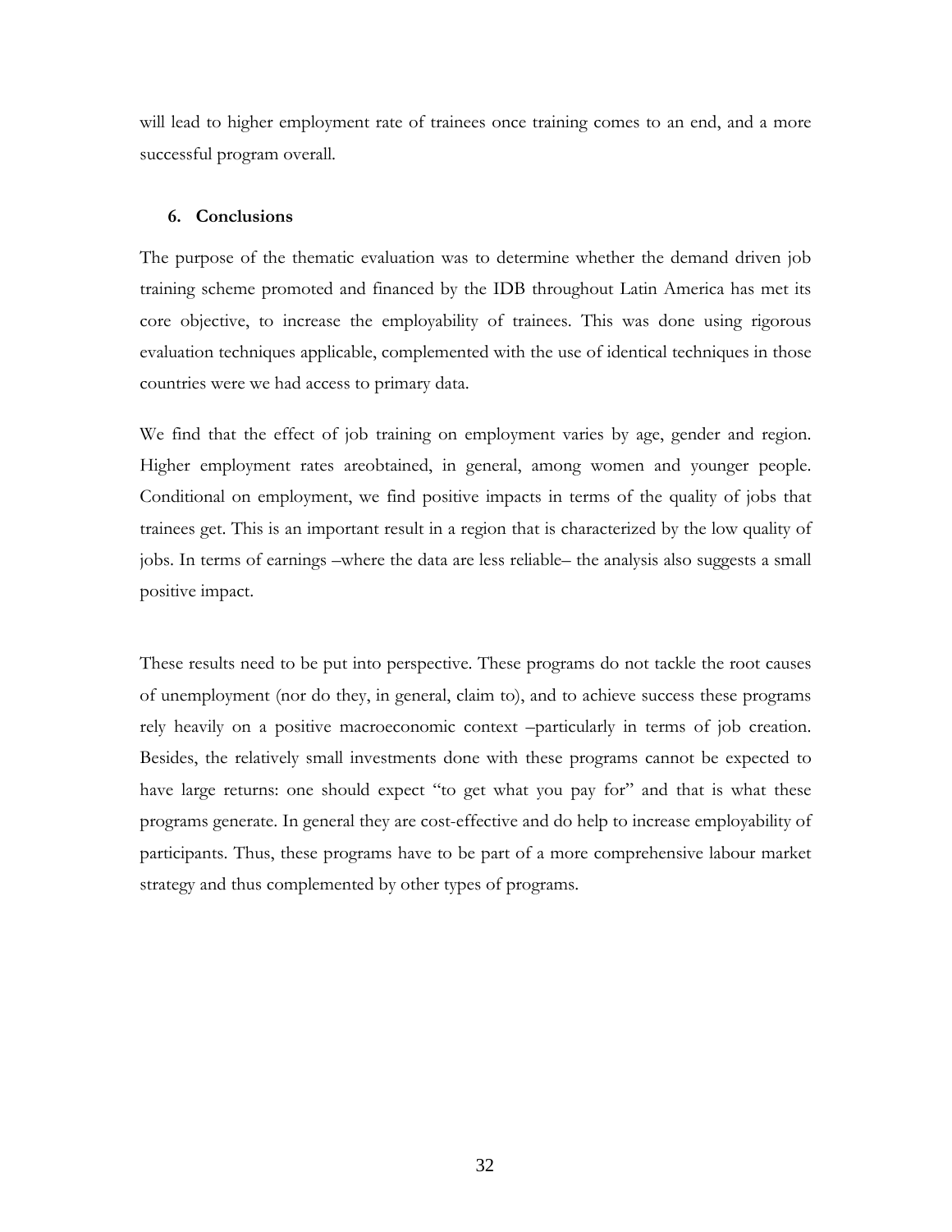will lead to higher employment rate of trainees once training comes to an end, and a more successful program overall.

## 6. Conclusions

The purpose of the thematic evaluation was to determine whether the demand driven job training scheme promoted and financed by the IDB throughout Latin America has met its core objective, to increase the employability of trainees. This was done using rigorous evaluation techniques applicable, complemented with the use of identical techniques in those countries were we had access to primary data.

We find that the effect of job training on employment varies by age, gender and region. Higher employment rates areobtained, in general, among women and younger people. Conditional on employment, we find positive impacts in terms of the quality of jobs that trainees get. This is an important result in a region that is characterized by the low quality of jobs. In terms of earnings –where the data are less reliable– the analysis also suggests a small positive impact.

These results need to be put into perspective. These programs do not tackle the root causes of unemployment (nor do they, in general, claim to), and to achieve success these programs rely heavily on a positive macroeconomic context –particularly in terms of job creation. Besides, the relatively small investments done with these programs cannot be expected to have large returns: one should expect "to get what you pay for" and that is what these programs generate. In general they are cost-effective and do help to increase employability of participants. Thus, these programs have to be part of a more comprehensive labour market strategy and thus complemented by other types of programs.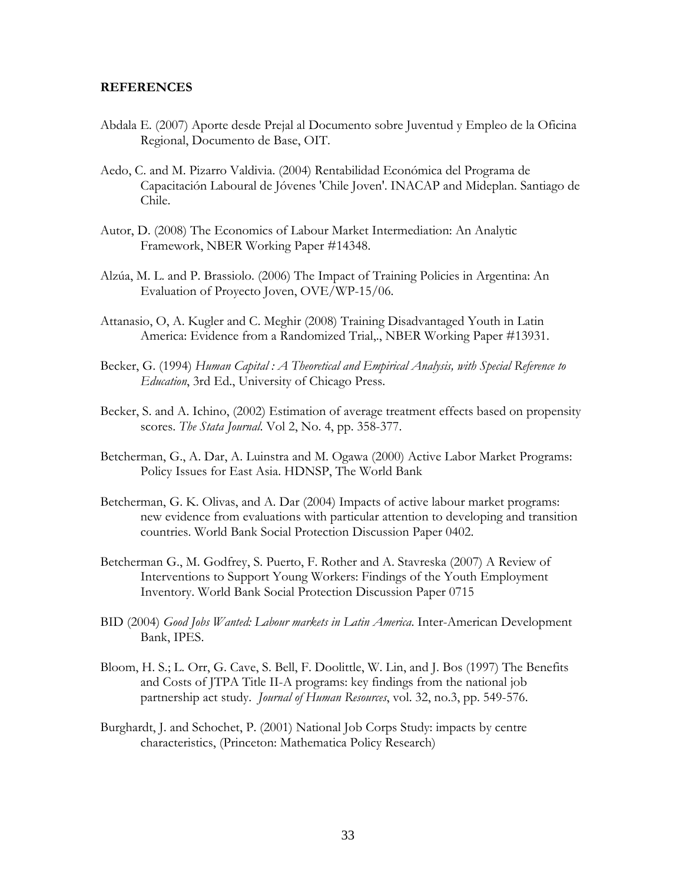**REFERENCES**

Abdala E. (2007) Aporte desde Prejal al Documento sobre Juventud y Empleo de la Oficina Regional, Documento de Base, OIT.

Aedo, C. and M. Pizarro Valdivia. (2004) Rentabilidad Económica del Programa de Capacitación Laboural de Jóvenes 'Chile Joven'. INACAP and Mideplan. Santiago de Chile.

Autor, D. (2008) The Economics of Labour Market Intermediation: An Analytic Framework, NBER Working Paper #14348.

Alzúa, M. L. and P. Brassiolo. (2006) The Impact of Training Policies in Argentina: An Evaluation of Proyecto Joven, OVE/WP-15/06.

Attanasio, O, A. Kugler and C. Meghir (2008) Training Disadvantaged Youth in Latin America: Evidence from a Randomized Trial,., NBER Working Paper #13931.

Becker, G. (1994) *Human Capital : A Theoretical and Empirical Analysis, with Special Reference to Education*, 3rd Ed., University of Chicago Press.

Becker, S. and A. Ichino, (2002) Estimation of average treatment effects based on propensity scores. *The Stata Journal*. Vol 2, No. 4, pp. 358-377.

Betcherman, G., A. Dar, A. Luinstra and M. Ogawa (2000) Active Labor Market Programs: Policy Issues for East Asia. HDNSP, The World Bank

Betcherman, G. K. Olivas, and A. Dar (2004) Impacts of active labour market programs: new evidence from evaluations with particular attention to developing and transition countries. World Bank Social Protection Discussion Paper 0402.

Betcherman G., M. Godfrey, S. Puerto, F. Rother and A. Stavreska (2007) A Review of Interventions to Support Young Workers: Findings of the Youth Employment Inventory. World Bank Social Protection Discussion Paper 0715

BID (2004) *Good Jobs Wanted: Labour markets in Latin America*. Inter-American Development Bank, IPES.

Bloom, H. S.; L. Orr, G. Cave, S. Bell, F. Doolittle, W. Lin, and J. Bos (1997) The Benefits and Costs of JTPA Title II-A programs: key findings from the national job partnership act study. *Journal of Human Resources*, vol. 32, no.3, pp. 549-576.

Burghardt, J. and Schochet, P. (2001) National Job Corps Study: impacts by centre characteristics, (Princeton: Mathematica Policy Research)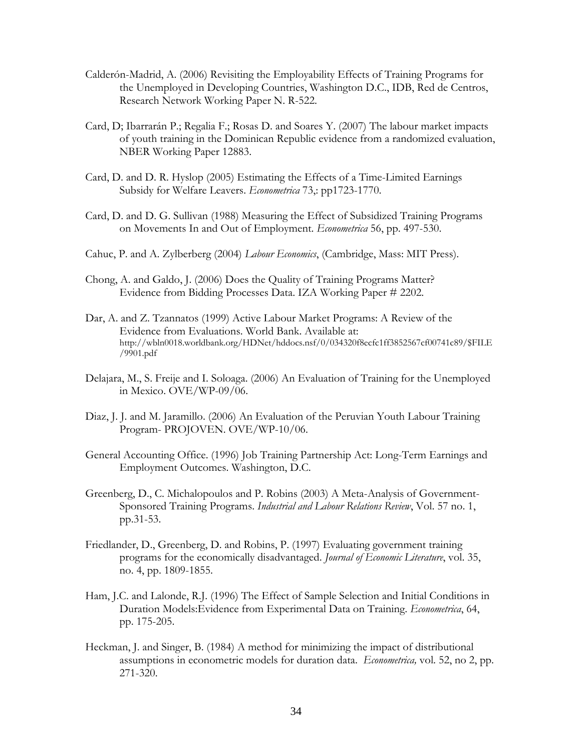Calderón-Madrid, A. (2006) Revisiting the Employability Effects of Training Programs for the Unemployed in Developing Countries, Washington D.C., IDB, Red de Centros, Research Network Working Paper N. R-522.

Card, D; Ibarrarán P.; Regalia F.; Rosas D. and Soares Y. (2007) The labour market impacts of youth training in the Dominican Republic evidence from a randomized evaluation, NBER Working Paper 12883.

Card, D. and D. R. Hyslop (2005) Estimating the Effects of a Time-Limited Earnings Subsidy for Welfare Leavers. *Econometrica* 73,: pp1723-1770.

Card, D. and D. G. Sullivan (1988) Measuring the Effect of Subsidized Training Programs on Movements In and Out of Employment. *Econometrica* 56, pp. 497-530.

Cahuc, P. and A. Zylberberg (2004) *Labour Economics*, (Cambridge, Mass: MIT Press).

Chong, A. and Galdo, J. (2006) Does the Quality of Training Programs Matter? Evidence from Bidding Processes Data. IZA Working Paper # 2202.

Dar, A. and Z. Tzannatos (1999) Active Labour Market Programs: A Review of the Evidence from Evaluations. World Bank. Available at: http://wbln0018.worldbank.org/HDNet/hddocs.nsf/0/034320f8ecfc1ff3852567cf00741c89/$FILE/9901.pdf

Delajara, M., S. Freije and I. Soloaga. (2006) An Evaluation of Training for the Unemployed in Mexico. OVE/WP-09/06.

Diaz, J. J. and M. Jaramillo. (2006) An Evaluation of the Peruvian Youth Labour Training Program- PROJOVEN. OVE/WP-10/06.

General Accounting Office. (1996) Job Training Partnership Act: Long-Term Earnings and Employment Outcomes. Washington, D.C.

Greenberg, D., C. Michalopoulos and P. Robins (2003) A Meta-Analysis of Government-Sponsored Training Programs. *Industrial and Labour Relations Review*, Vol. 57 no. 1, pp.31-53.

Friedlander, D., Greenberg, D. and Robins, P. (1997) Evaluating government training programs for the economically disadvantaged. *Journal of Economic Literature*, vol. 35, no. 4, pp. 1809-1855.

Ham, J.C. and Lalonde, R.J. (1996) The Effect of Sample Selection and Initial Conditions in Duration Models:Evidence from Experimental Data on Training. *Econometrica*, 64, pp. 175-205.

Heckman, J. and Singer, B. (1984) A method for minimizing the impact of distributional assumptions in econometric models for duration data. *Econometrica,* vol. 52, no 2, pp. 271-320.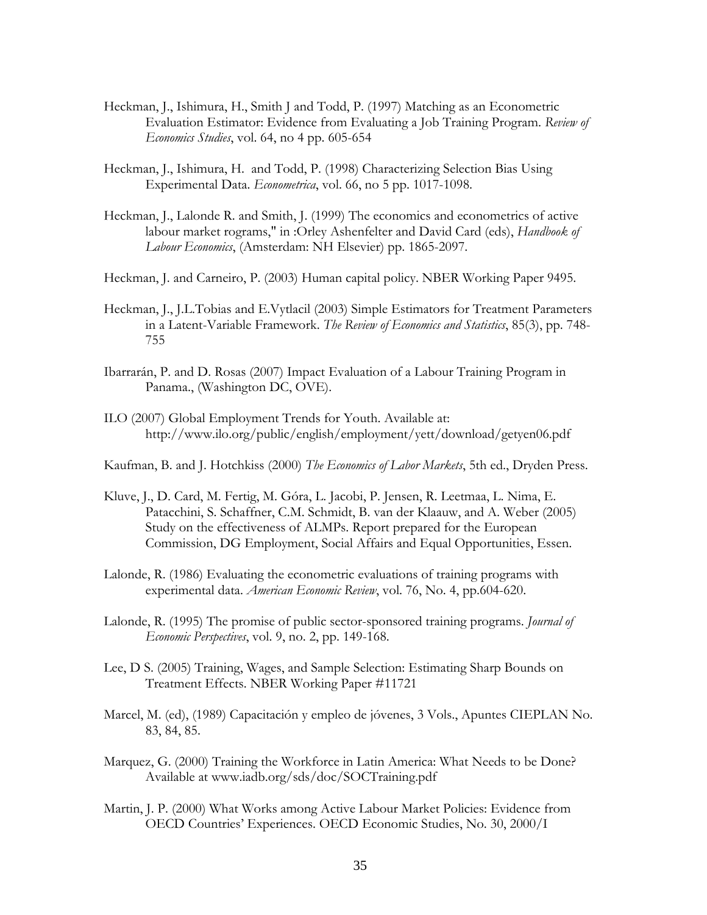Heckman, J., Ishimura, H., Smith J and Todd, P. (1997) Matching as an Econometric Evaluation Estimator: Evidence from Evaluating a Job Training Program. *Review of Economics Studies*, vol. 64, no 4 pp. 605-654

Heckman, J., Ishimura, H. and Todd, P. (1998) Characterizing Selection Bias Using Experimental Data. *Econometrica*, vol. 66, no 5 pp. 1017-1098.

Heckman, J., Lalonde R. and Smith, J. (1999) The economics and econometrics of active labour market rograms," in :Orley Ashenfelter and David Card (eds), *Handbook of Labour Economics*, (Amsterdam: NH Elsevier) pp. 1865-2097.

Heckman, J. and Carneiro, P. (2003) Human capital policy. NBER Working Paper 9495.

Heckman, J., J.L.Tobias and E.Vytlacil (2003) Simple Estimators for Treatment Parameters in a Latent-Variable Framework. *The Review of Economics and Statistics*, 85(3), pp. 748-755

Ibarrarán, P. and D. Rosas (2007) Impact Evaluation of a Labour Training Program in Panama., (Washington DC, OVE).

ILO (2007) Global Employment Trends for Youth. Available at: http://www.ilo.org/public/english/employment/yett/download/getyen06.pdf

Kaufman, B. and J. Hotchkiss (2000) *The Economics of Labor Markets*, 5th ed., Dryden Press.

Kluve, J., D. Card, M. Fertig, M. Góra, L. Jacobi, P. Jensen, R. Leetmaa, L. Nima, E. Patacchini, S. Schaffner, C.M. Schmidt, B. van der Klaauw, and A. Weber (2005) Study on the effectiveness of ALMPs. Report prepared for the European Commission, DG Employment, Social Affairs and Equal Opportunities, Essen.

Lalonde, R. (1986) Evaluating the econometric evaluations of training programs with experimental data. *American Economic Review*, vol. 76, No. 4, pp.604-620.

Lalonde, R. (1995) The promise of public sector-sponsored training programs. *Journal of Economic Perspectives*, vol. 9, no. 2, pp. 149-168.

Lee, D S. (2005) Training, Wages, and Sample Selection: Estimating Sharp Bounds on Treatment Effects. NBER Working Paper #11721

Marcel, M. (ed), (1989) Capacitación y empleo de jóvenes, 3 Vols., Apuntes CIEPLAN No. 83, 84, 85.

Marquez, G. (2000) Training the Workforce in Latin America: What Needs to be Done? Available at www.iadb.org/sds/doc/SOCTraining.pdf

Martin, J. P. (2000) What Works among Active Labour Market Policies: Evidence from OECD Countries' Experiences. OECD Economic Studies, No. 30, 2000/I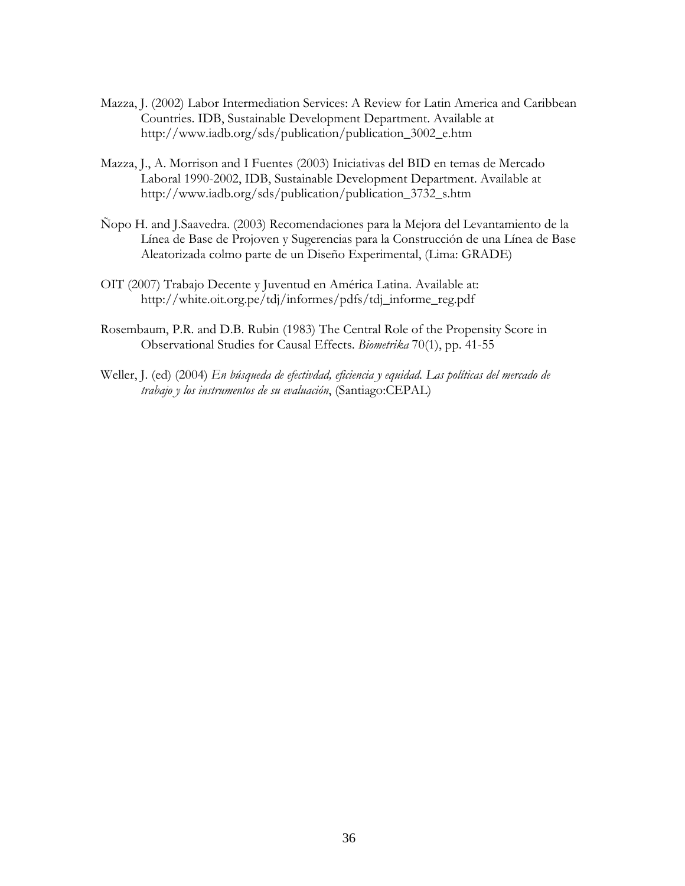Mazza, J. (2002) Labor Intermediation Services: A Review for Latin America and Caribbean Countries. IDB, Sustainable Development Department. Available at http://www.iadb.org/sds/publication/publication_3002_e.htm

Mazza, J., A. Morrison and I Fuentes (2003) Iniciativas del BID en temas de Mercado Laboral 1990-2002, IDB, Sustainable Development Department. Available at http://www.iadb.org/sds/publication/publication_3732_s.htm

Ñopo H. and J.Saavedra. (2003) Recomendaciones para la Mejora del Levantamiento de la Línea de Base de Projoven y Sugerencias para la Construcción de una Línea de Base Aleatorizada colmo parte de un Diseño Experimental, (Lima: GRADE)

OIT (2007) Trabajo Decente y Juventud en América Latina. Available at: http://white.oit.org.pe/tdj/informes/pdfs/tdj_informe_reg.pdf

Rosembaum, P.R. and D.B. Rubin (1983) The Central Role of the Propensity Score in Observational Studies for Causal Effects. *Biometrika* 70(1), pp. 41-55

Weller, J. (ed) (2004) *En búsqueda de efectivdad, eficiencia y equidad. Las políticas del mercado de trabajo y los instrumentos de su evaluación*, (Santiago:CEPAL)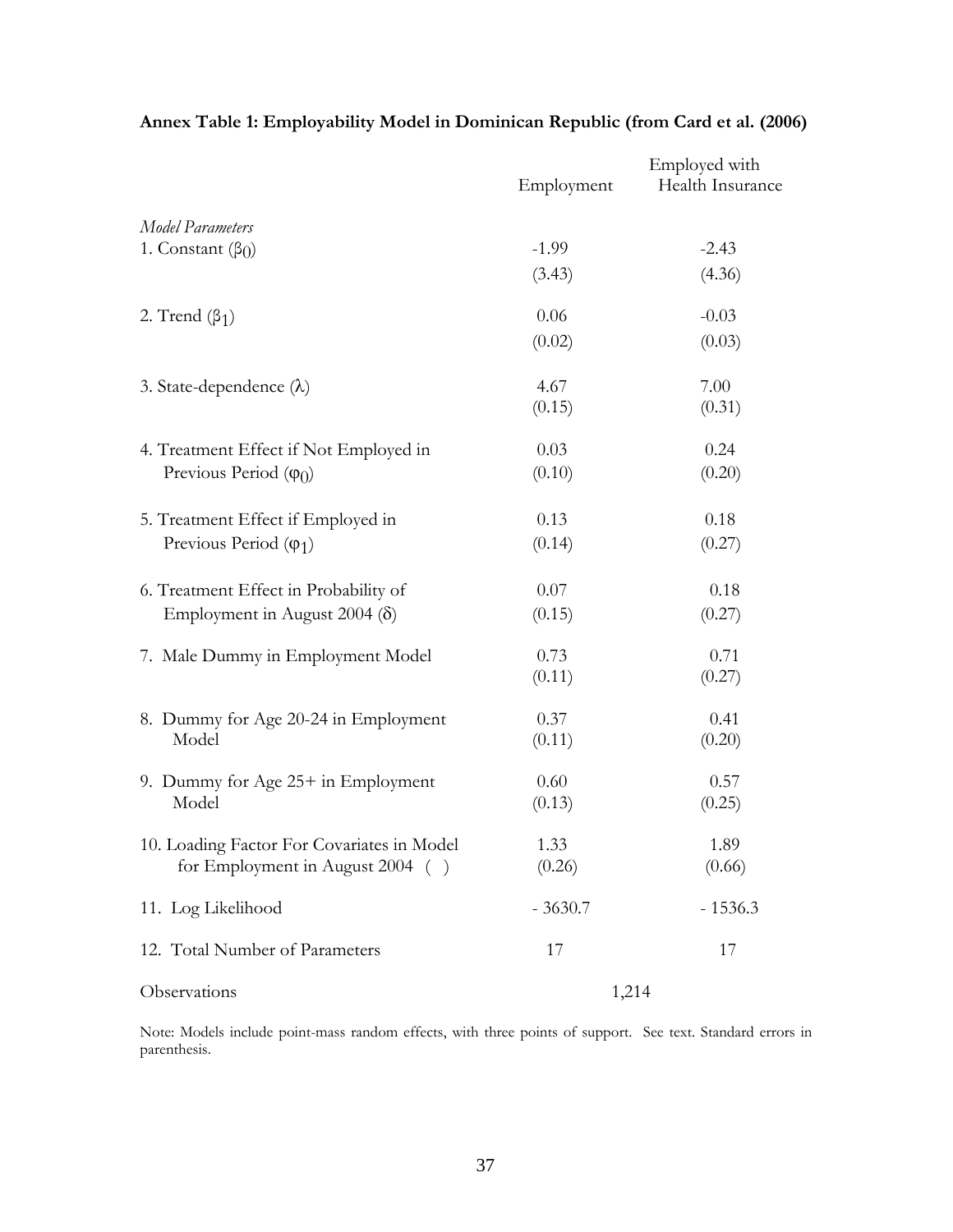**Annex Table 1: Employability Model in Dominican Republic (from Card et al. (2006)**

| | Employment | Employed with Health Insurance |
|---|---|---|
| *Model Parameters* | | |
| 1. Constant ($\beta_0$) | -1.99 | -2.43 |
| | (3.43) | (4.36) |
| 2. Trend ($\beta_1$) | 0.06 | -0.03 |
| | (0.02) | (0.03) |
| 3. State-dependence ($\lambda$) | 4.67 | 7.00 |
| | (0.15) | (0.31) |
| 4. Treatment Effect if Not Employed in Previous Period ($\varphi_0$) | 0.03 | 0.24 |
| | (0.10) | (0.20) |
| 5. Treatment Effect if Employed in Previous Period ($\varphi_1$) | 0.13 | 0.18 |
| | (0.14) | (0.27) |
| 6. Treatment Effect in Probability of Employment in August 2004 ($\delta$) | 0.07 | 0.18 |
| | (0.15) | (0.27) |
| 7. Male Dummy in Employment Model | 0.73 | 0.71 |
| | (0.11) | (0.27) |
| 8. Dummy for Age 20-24 in Employment Model | 0.37 | 0.41 |
| | (0.11) | (0.20) |
| 9. Dummy for Age 25+ in Employment Model | 0.60 | 0.57 |
| | (0.13) | (0.25) |
| 10. Loading Factor For Covariates in Model for Employment in August 2004 ( ) | 1.33 | 1.89 |
| | (0.26) | (0.66) |
| 11. Log Likelihood | - 3630.7 | - 1536.3 |
| 12. Total Number of Parameters | 17 | 17 |
| Observations | 1,214 | |

Note: Models include point-mass random effects, with three points of support. See text. Standard errors in parenthesis.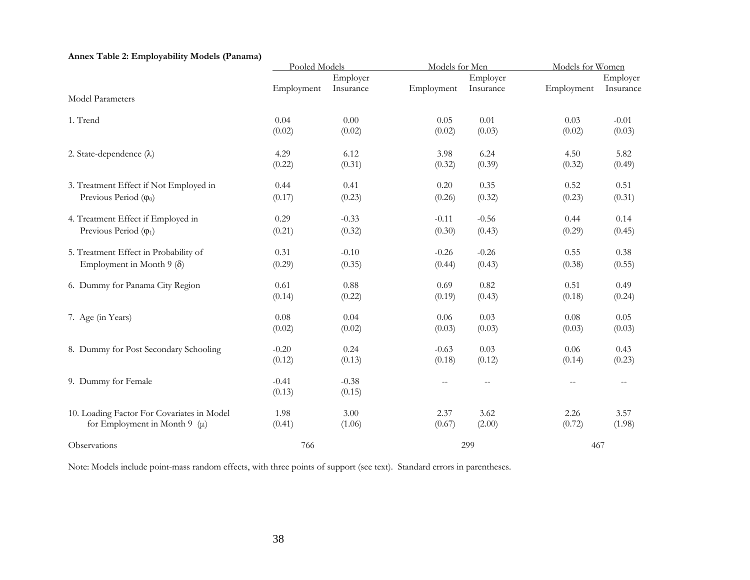**Annex Table 2: Employability Models (Panama)**

| Model Parameters | Pooled Models | | Models for Men | | Models for Women | |
|---|---|---|---|---|---|---|
| | Employment | Employer Insurance | Employment | Employer Insurance | Employment | Employer Insurance |
| 1. Trend | 0.04 | 0.00 | 0.05 | 0.01 | 0.03 | -0.01 |
| | (0.02) | (0.02) | (0.02) | (0.03) | (0.02) | (0.03) |
| 2. State-dependence ($\lambda$) | 4.29 | 6.12 | 3.98 | 6.24 | 4.50 | 5.82 |
| | (0.22) | (0.31) | (0.32) | (0.39) | (0.32) | (0.49) |
| 3. Treatment Effect if Not Employed in Previous Period ($\varphi_0$) | 0.44 | 0.41 | 0.20 | 0.35 | 0.52 | 0.51 |
| | (0.17) | (0.23) | (0.26) | (0.32) | (0.23) | (0.31) |
| 4. Treatment Effect if Employed in Previous Period ($\varphi_1$) | 0.29 | -0.33 | -0.11 | -0.56 | 0.44 | 0.14 |
| | (0.21) | (0.32) | (0.30) | (0.43) | (0.29) | (0.45) |
| 5. Treatment Effect in Probability of Employment in Month 9 ($\delta$) | 0.31 | -0.10 | -0.26 | -0.26 | 0.55 | 0.38 |
| | (0.29) | (0.35) | (0.44) | (0.43) | (0.38) | (0.55) |
| 6. Dummy for Panama City Region | 0.61 | 0.88 | 0.69 | 0.82 | 0.51 | 0.49 |
| | (0.14) | (0.22) | (0.19) | (0.43) | (0.18) | (0.24) |
| 7. Age (in Years) | 0.08 | 0.04 | 0.06 | 0.03 | 0.08 | 0.05 |
| | (0.02) | (0.02) | (0.03) | (0.03) | (0.03) | (0.03) |
| 8. Dummy for Post Secondary Schooling | -0.20 | 0.24 | -0.63 | 0.03 | 0.06 | 0.43 |
| | (0.12) | (0.13) | (0.18) | (0.12) | (0.14) | (0.23) |
| 9. Dummy for Female | -0.41 | -0.38 | -- | -- | -- | -- |
| | (0.13) | (0.15) | | | | |
| 10. Loading Factor For Covariates in Model for Employment in Month 9 ($\mu$) | 1.98 | 3.00 | 2.37 | 3.62 | 2.26 | 3.57 |
| | (0.41) | (1.06) | (0.67) | (2.00) | (0.72) | (1.98) |
| Observations | 766 | | 299 | | 467 | |

Note: Models include point-mass random effects, with three points of support (see text). Standard errors in parentheses.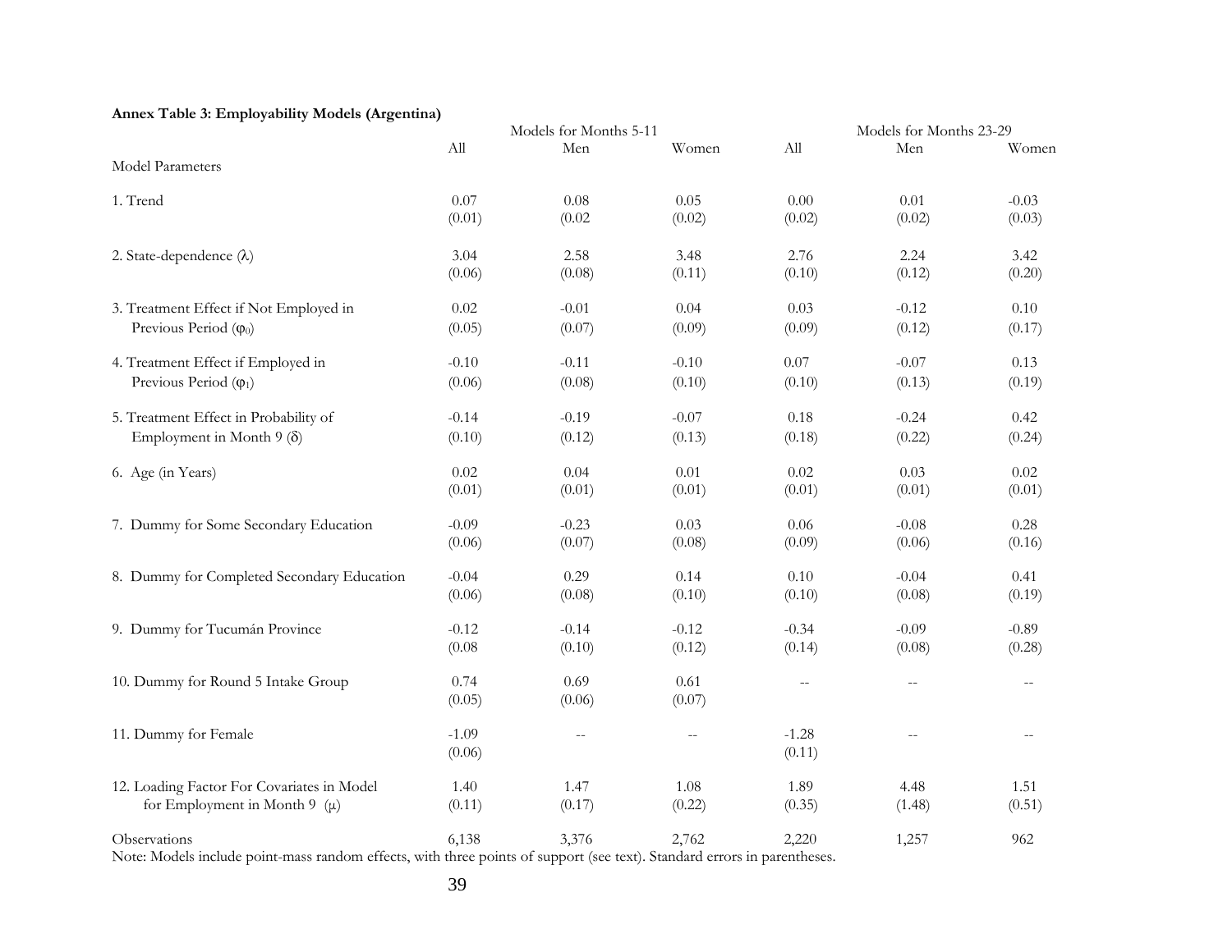**Annex Table 3: Employability Models (Argentina)**

| | Models for Months 5-11 | | | Models for Months 23-29 | | |
|---|---|---|---|---|---|---|
| Model Parameters | All | Men | Women | All | Men | Women |
| 1. Trend | 0.07<br>(0.01) | 0.08<br>(0.02 | 0.05<br>(0.02) | 0.00<br>(0.02) | 0.01<br>(0.02) | -0.03<br>(0.03) |
| 2. State-dependence (λ) | 3.04<br>(0.06) | 2.58<br>(0.08) | 3.48<br>(0.11) | 2.76<br>(0.10) | 2.24<br>(0.12) | 3.42<br>(0.20) |
| 3. Treatment Effect if Not Employed in Previous Period ($\varphi_0$) | 0.02<br>(0.05) | -0.01<br>(0.07) | 0.04<br>(0.09) | 0.03<br>(0.09) | -0.12<br>(0.12) | 0.10<br>(0.17) |
| 4. Treatment Effect if Employed in Previous Period ($\varphi_1$) | -0.10<br>(0.06) | -0.11<br>(0.08) | -0.10<br>(0.10) | 0.07<br>(0.10) | -0.07<br>(0.13) | 0.13<br>(0.19) |
| 5. Treatment Effect in Probability of Employment in Month 9 (δ) | -0.14<br>(0.10) | -0.19<br>(0.12) | -0.07<br>(0.13) | 0.18<br>(0.18) | -0.24<br>(0.22) | 0.42<br>(0.24) |
| 6. Age (in Years) | 0.02<br>(0.01) | 0.04<br>(0.01) | 0.01<br>(0.01) | 0.02<br>(0.01) | 0.03<br>(0.01) | 0.02<br>(0.01) |
| 7. Dummy for Some Secondary Education | -0.09<br>(0.06) | -0.23<br>(0.07) | 0.03<br>(0.08) | 0.06<br>(0.09) | -0.08<br>(0.06) | 0.28<br>(0.16) |
| 8. Dummy for Completed Secondary Education | -0.04<br>(0.06) | 0.29<br>(0.08) | 0.14<br>(0.10) | 0.10<br>(0.10) | -0.04<br>(0.08) | 0.41<br>(0.19) |
| 9. Dummy for Tucumán Province | -0.12<br>(0.08 | -0.14<br>(0.10) | -0.12<br>(0.12) | -0.34<br>(0.14) | -0.09<br>(0.08) | -0.89<br>(0.28) |
| 10. Dummy for Round 5 Intake Group | 0.74<br>(0.05) | 0.69<br>(0.06) | 0.61<br>(0.07) | -- | -- | -- |
| 11. Dummy for Female | -1.09<br>(0.06) | -- | -- | -1.28<br>(0.11) | -- | -- |
| 12. Loading Factor For Covariates in Model for Employment in Month 9 (μ) | 1.40<br>(0.11) | 1.47<br>(0.17) | 1.08<br>(0.22) | 1.89<br>(0.35) | 4.48<br>(1.48) | 1.51<br>(0.51) |
| Observations | 6,138 | 3,376 | 2,762 | 2,220 | 1,257 | 962 |

Note: Models include point-mass random effects, with three points of support (see text). Standard errors in parentheses.